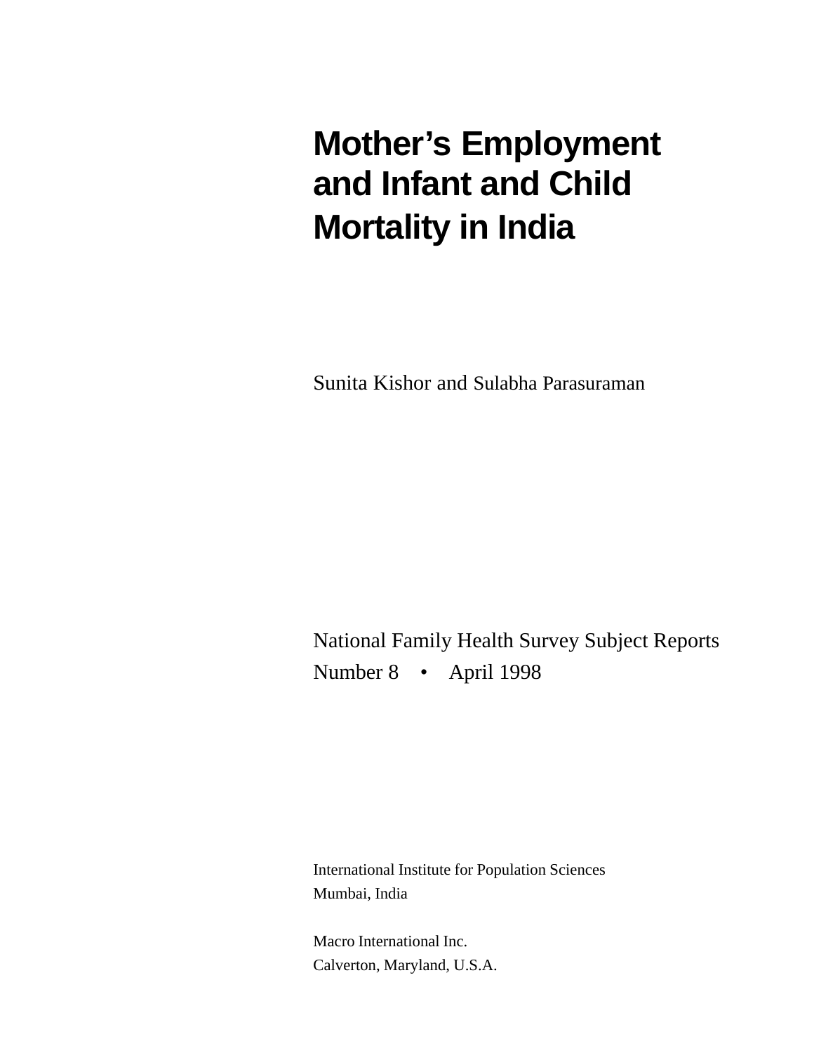# Mother's Employment and Infant and Child Mortality in India

Sunita Kishor and Sulabha Parasuraman

National Family Health Survey Subject Reports
Number 8 • April 1998

International Institute for Population Sciences
Mumbai, India

Macro International Inc.
Calverton, Maryland, U.S.A.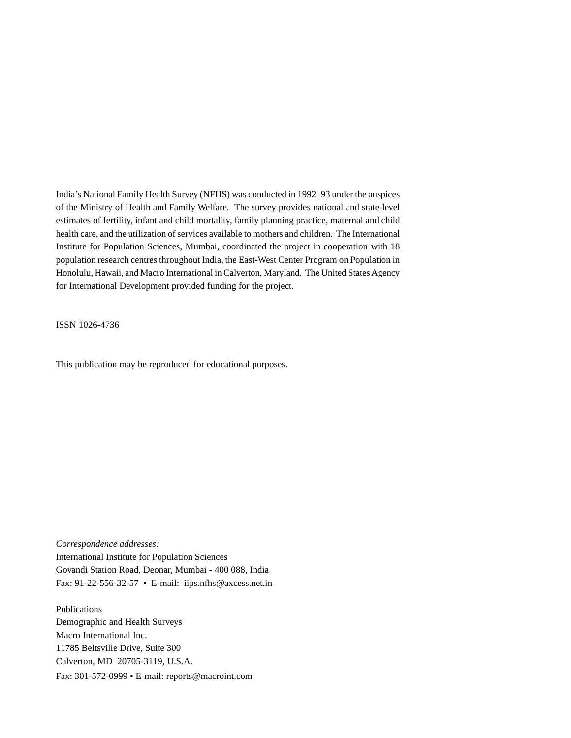India's National Family Health Survey (NFHS) was conducted in 1992–93 under the auspices of the Ministry of Health and Family Welfare. The survey provides national and state-level estimates of fertility, infant and child mortality, family planning practice, maternal and child health care, and the utilization of services available to mothers and children. The International Institute for Population Sciences, Mumbai, coordinated the project in cooperation with 18 population research centres throughout India, the East-West Center Program on Population in Honolulu, Hawaii, and Macro International in Calverton, Maryland. The United States Agency for International Development provided funding for the project.

ISSN 1026-4736

This publication may be reproduced for educational purposes.

*Correspondence addresses:*
International Institute for Population Sciences
Govandi Station Road, Deonar, Mumbai - 400 088, India
Fax: 91-22-556-32-57 • E-mail: iips.nfhs@axcess.net.in

Publications
Demographic and Health Surveys
Macro International Inc.
11785 Beltsville Drive, Suite 300
Calverton, MD 20705-3119, U.S.A.
Fax: 301-572-0999 • E-mail: reports@macroint.com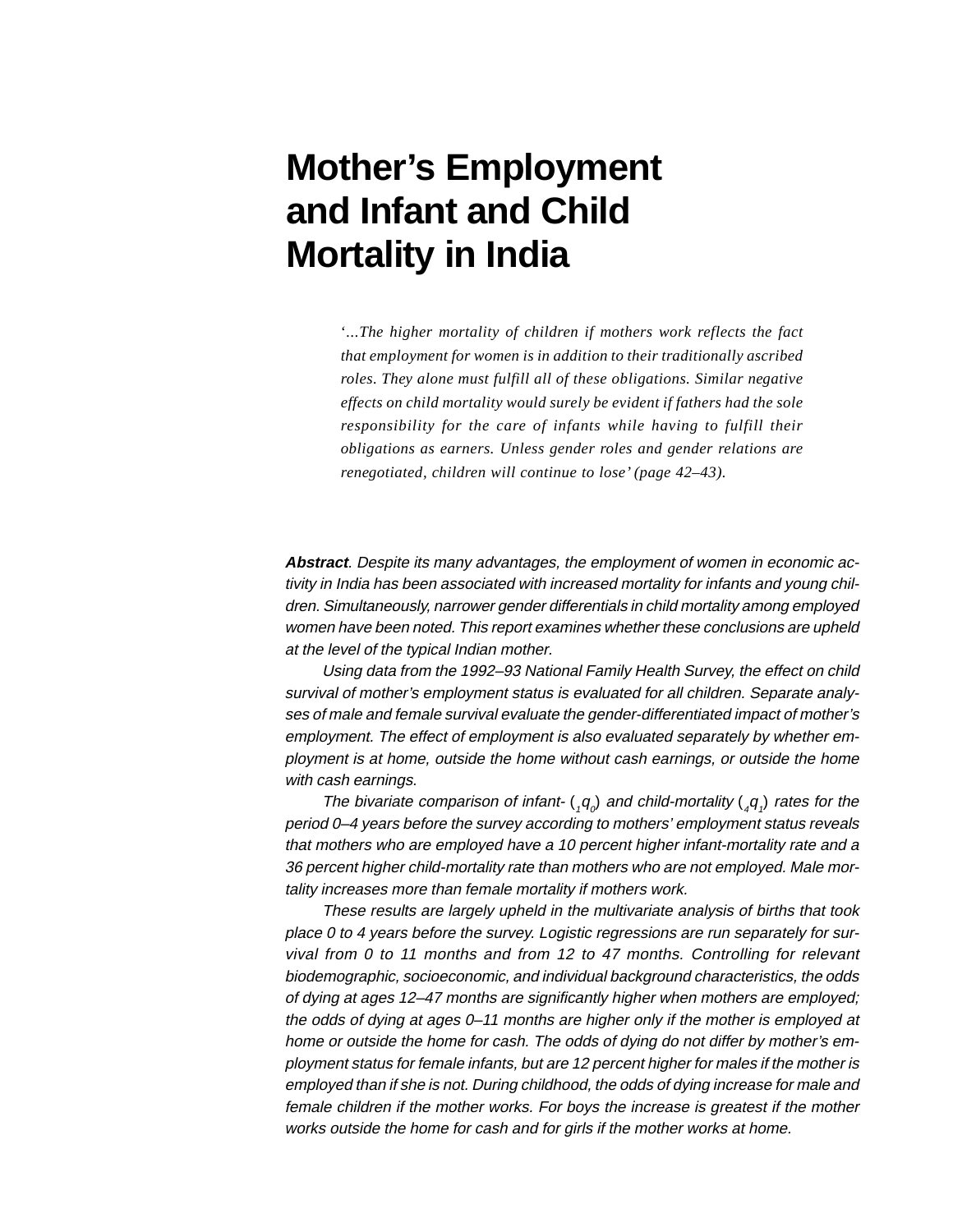# Mother's Employment and Infant and Child Mortality in India

> *'…The higher mortality of children if mothers work reflects the fact that employment for women is in addition to their traditionally ascribed roles. They alone must fulfill all of these obligations. Similar negative effects on child mortality would surely be evident if fathers had the sole responsibility for the care of infants while having to fulfill their obligations as earners. Unless gender roles and gender relations are renegotiated, children will continue to lose' (page 42–43).*

***Abstract****. Despite its many advantages, the employment of women in economic activity in India has been associated with increased mortality for infants and young children. Simultaneously, narrower gender differentials in child mortality among employed women have been noted. This report examines whether these conclusions are upheld at the level of the typical Indian mother.*

*Using data from the 1992–93 National Family Health Survey, the effect on child survival of mother's employment status is evaluated for all children. Separate analyses of male and female survival evaluate the gender-differentiated impact of mother's employment. The effect of employment is also evaluated separately by whether employment is at home, outside the home without cash earnings, or outside the home with cash earnings.*

*The bivariate comparison of infant- ($_1q_0$) and child-mortality ($_4q_1$) rates for the period 0–4 years before the survey according to mothers' employment status reveals that mothers who are employed have a 10 percent higher infant-mortality rate and a 36 percent higher child-mortality rate than mothers who are not employed. Male mortality increases more than female mortality if mothers work.*

*These results are largely upheld in the multivariate analysis of births that took place 0 to 4 years before the survey. Logistic regressions are run separately for survival from 0 to 11 months and from 12 to 47 months. Controlling for relevant biodemographic, socioeconomic, and individual background characteristics, the odds of dying at ages 12–47 months are significantly higher when mothers are employed; the odds of dying at ages 0–11 months are higher only if the mother is employed at home or outside the home for cash. The odds of dying do not differ by mother's employment status for female infants, but are 12 percent higher for males if the mother is employed than if she is not. During childhood, the odds of dying increase for male and female children if the mother works. For boys the increase is greatest if the mother works outside the home for cash and for girls if the mother works at home.*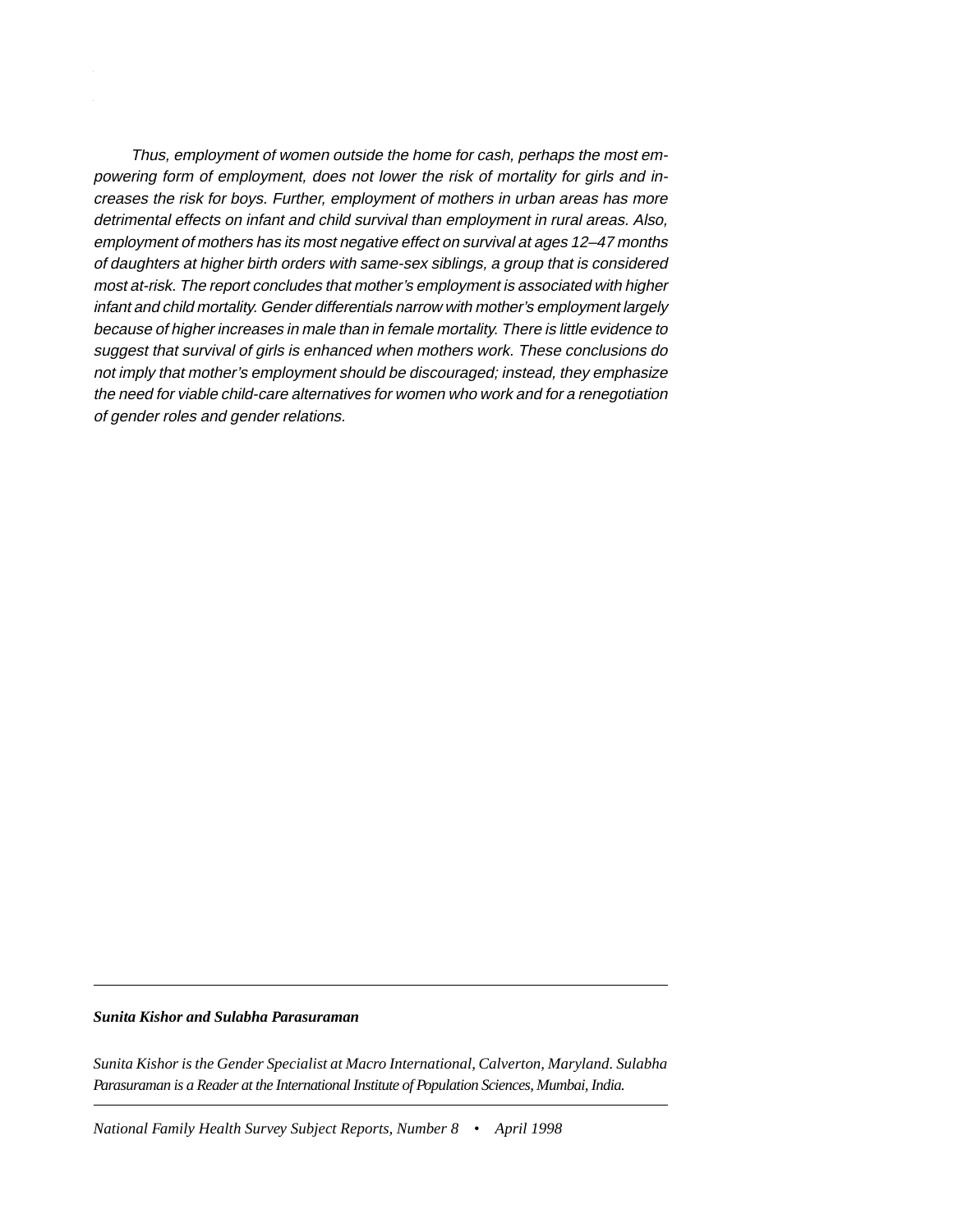*Thus, employment of women outside the home for cash, perhaps the most empowering form of employment, does not lower the risk of mortality for girls and increases the risk for boys. Further, employment of mothers in urban areas has more detrimental effects on infant and child survival than employment in rural areas. Also, employment of mothers has its most negative effect on survival at ages 12–47 months of daughters at higher birth orders with same-sex siblings, a group that is considered most at-risk. The report concludes that mother's employment is associated with higher infant and child mortality. Gender differentials narrow with mother's employment largely because of higher increases in male than in female mortality. There is little evidence to suggest that survival of girls is enhanced when mothers work. These conclusions do not imply that mother's employment should be discouraged; instead, they emphasize the need for viable child-care alternatives for women who work and for a renegotiation of gender roles and gender relations.*

---

***Sunita Kishor and Sulabha Parasuraman***

*Sunita Kishor is the Gender Specialist at Macro International, Calverton, Maryland. Sulabha Parasuraman is a Reader at the International Institute of Population Sciences, Mumbai, India.*

---

*National Family Health Survey Subject Reports, Number 8 • April 1998*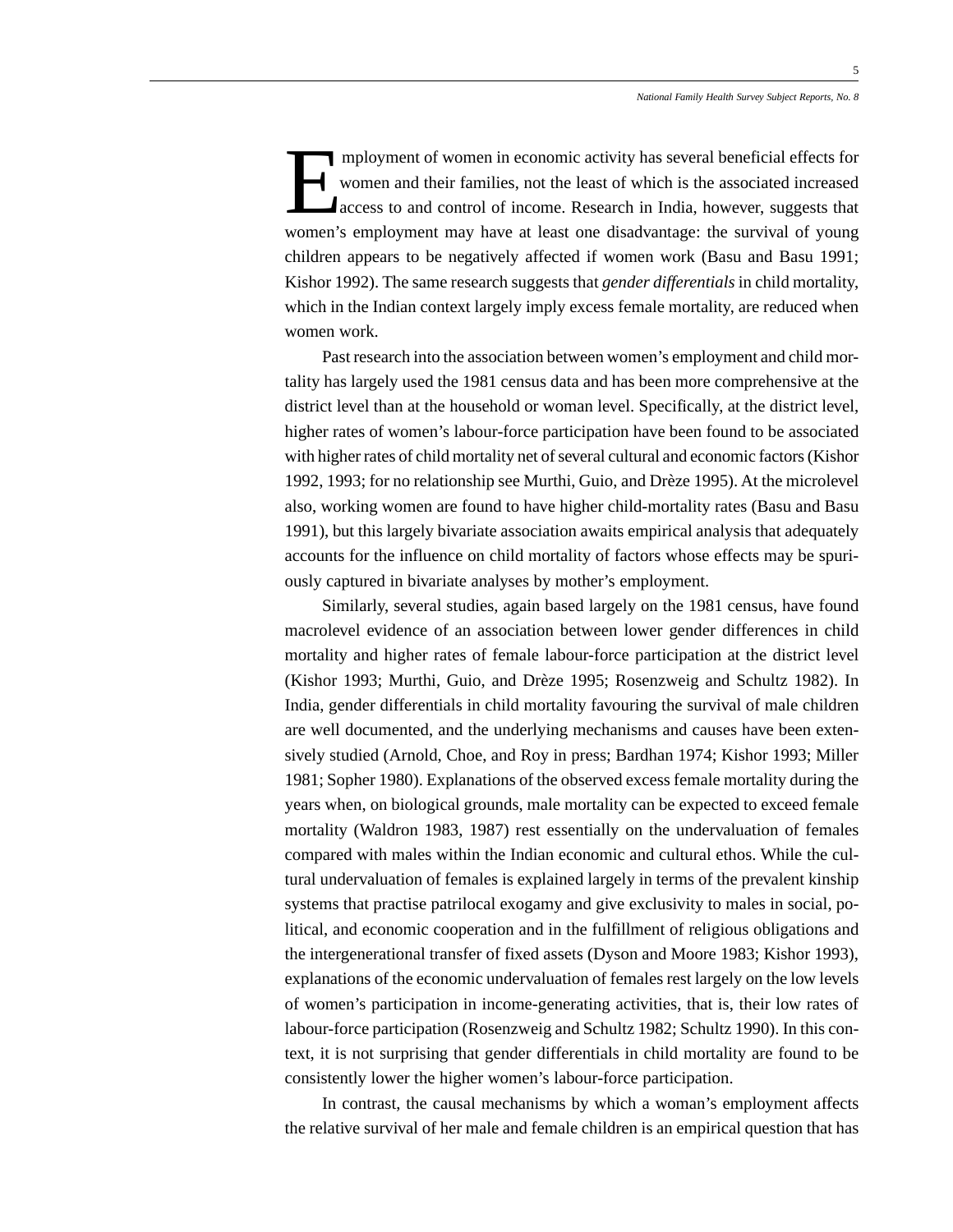Employment of women in economic activity has several beneficial effects for women and their families, not the least of which is the associated increased access to and control of income. Research in India, however, suggests that women's employment may have at least one disadvantage: the survival of young children appears to be negatively affected if women work (Basu and Basu 1991; Kishor 1992). The same research suggests that *gender differentials* in child mortality, which in the Indian context largely imply excess female mortality, are reduced when women work.

Past research into the association between women's employment and child mortality has largely used the 1981 census data and has been more comprehensive at the district level than at the household or woman level. Specifically, at the district level, higher rates of women's labour-force participation have been found to be associated with higher rates of child mortality net of several cultural and economic factors (Kishor 1992, 1993; for no relationship see Murthi, Guio, and Drèze 1995). At the microlevel also, working women are found to have higher child-mortality rates (Basu and Basu 1991), but this largely bivariate association awaits empirical analysis that adequately accounts for the influence on child mortality of factors whose effects may be spuriously captured in bivariate analyses by mother's employment.

Similarly, several studies, again based largely on the 1981 census, have found macrolevel evidence of an association between lower gender differences in child mortality and higher rates of female labour-force participation at the district level (Kishor 1993; Murthi, Guio, and Drèze 1995; Rosenzweig and Schultz 1982). In India, gender differentials in child mortality favouring the survival of male children are well documented, and the underlying mechanisms and causes have been extensively studied (Arnold, Choe, and Roy in press; Bardhan 1974; Kishor 1993; Miller 1981; Sopher 1980). Explanations of the observed excess female mortality during the years when, on biological grounds, male mortality can be expected to exceed female mortality (Waldron 1983, 1987) rest essentially on the undervaluation of females compared with males within the Indian economic and cultural ethos. While the cultural undervaluation of females is explained largely in terms of the prevalent kinship systems that practise patrilocal exogamy and give exclusivity to males in social, political, and economic cooperation and in the fulfillment of religious obligations and the intergenerational transfer of fixed assets (Dyson and Moore 1983; Kishor 1993), explanations of the economic undervaluation of females rest largely on the low levels of women's participation in income-generating activities, that is, their low rates of labour-force participation (Rosenzweig and Schultz 1982; Schultz 1990). In this context, it is not surprising that gender differentials in child mortality are found to be consistently lower the higher women's labour-force participation.

In contrast, the causal mechanisms by which a woman's employment affects the relative survival of her male and female children is an empirical question that has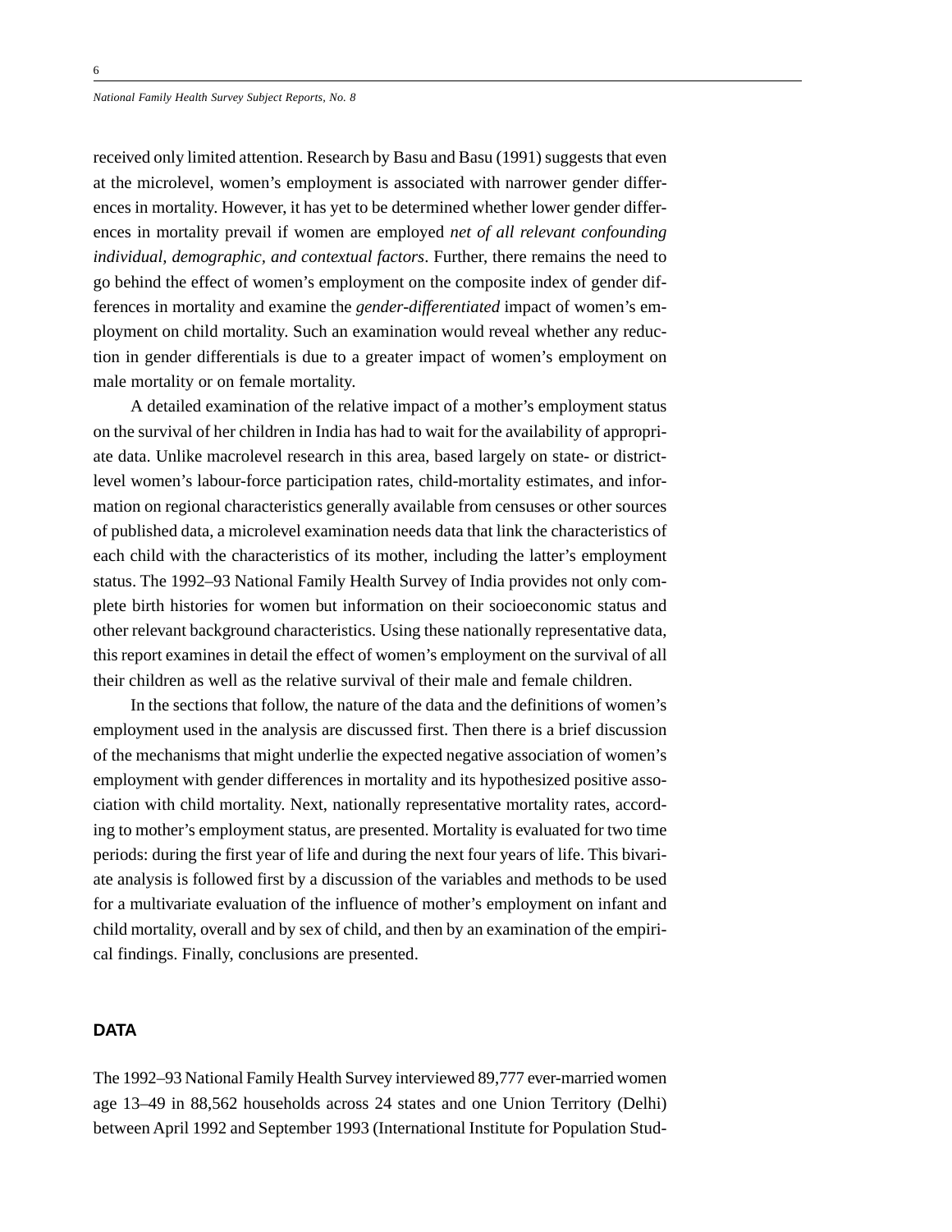received only limited attention. Research by Basu and Basu (1991) suggests that even at the microlevel, women's employment is associated with narrower gender differences in mortality. However, it has yet to be determined whether lower gender differences in mortality prevail if women are employed *net of all relevant confounding individual, demographic, and contextual factors*. Further, there remains the need to go behind the effect of women's employment on the composite index of gender differences in mortality and examine the *gender-differentiated* impact of women's employment on child mortality. Such an examination would reveal whether any reduction in gender differentials is due to a greater impact of women's employment on male mortality or on female mortality.

A detailed examination of the relative impact of a mother's employment status on the survival of her children in India has had to wait for the availability of appropriate data. Unlike macrolevel research in this area, based largely on state- or district-level women's labour-force participation rates, child-mortality estimates, and information on regional characteristics generally available from censuses or other sources of published data, a microlevel examination needs data that link the characteristics of each child with the characteristics of its mother, including the latter's employment status. The 1992–93 National Family Health Survey of India provides not only complete birth histories for women but information on their socioeconomic status and other relevant background characteristics. Using these nationally representative data, this report examines in detail the effect of women's employment on the survival of all their children as well as the relative survival of their male and female children.

In the sections that follow, the nature of the data and the definitions of women's employment used in the analysis are discussed first. Then there is a brief discussion of the mechanisms that might underlie the expected negative association of women's employment with gender differences in mortality and its hypothesized positive association with child mortality. Next, nationally representative mortality rates, according to mother's employment status, are presented. Mortality is evaluated for two time periods: during the first year of life and during the next four years of life. This bivariate analysis is followed first by a discussion of the variables and methods to be used for a multivariate evaluation of the influence of mother's employment on infant and child mortality, overall and by sex of child, and then by an examination of the empirical findings. Finally, conclusions are presented.

## DATA

The 1992–93 National Family Health Survey interviewed 89,777 ever-married women age 13–49 in 88,562 households across 24 states and one Union Territory (Delhi) between April 1992 and September 1993 (International Institute for Population Stud-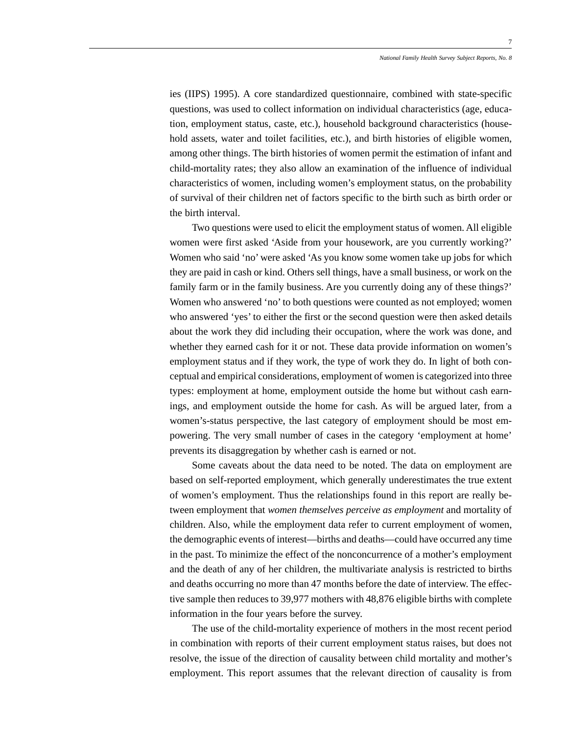ies (IIPS) 1995). A core standardized questionnaire, combined with state-specific questions, was used to collect information on individual characteristics (age, education, employment status, caste, etc.), household background characteristics (household assets, water and toilet facilities, etc.), and birth histories of eligible women, among other things. The birth histories of women permit the estimation of infant and child-mortality rates; they also allow an examination of the influence of individual characteristics of women, including women's employment status, on the probability of survival of their children net of factors specific to the birth such as birth order or the birth interval.

Two questions were used to elicit the employment status of women. All eligible women were first asked 'Aside from your housework, are you currently working?' Women who said 'no' were asked 'As you know some women take up jobs for which they are paid in cash or kind. Others sell things, have a small business, or work on the family farm or in the family business. Are you currently doing any of these things?' Women who answered 'no' to both questions were counted as not employed; women who answered 'yes' to either the first or the second question were then asked details about the work they did including their occupation, where the work was done, and whether they earned cash for it or not. These data provide information on women's employment status and if they work, the type of work they do. In light of both conceptual and empirical considerations, employment of women is categorized into three types: employment at home, employment outside the home but without cash earnings, and employment outside the home for cash. As will be argued later, from a women's-status perspective, the last category of employment should be most empowering. The very small number of cases in the category 'employment at home' prevents its disaggregation by whether cash is earned or not.

Some caveats about the data need to be noted. The data on employment are based on self-reported employment, which generally underestimates the true extent of women's employment. Thus the relationships found in this report are really between employment that *women themselves perceive as employment* and mortality of children. Also, while the employment data refer to current employment of women, the demographic events of interest—births and deaths—could have occurred any time in the past. To minimize the effect of the nonconcurrence of a mother's employment and the death of any of her children, the multivariate analysis is restricted to births and deaths occurring no more than 47 months before the date of interview. The effective sample then reduces to 39,977 mothers with 48,876 eligible births with complete information in the four years before the survey.

The use of the child-mortality experience of mothers in the most recent period in combination with reports of their current employment status raises, but does not resolve, the issue of the direction of causality between child mortality and mother's employment. This report assumes that the relevant direction of causality is from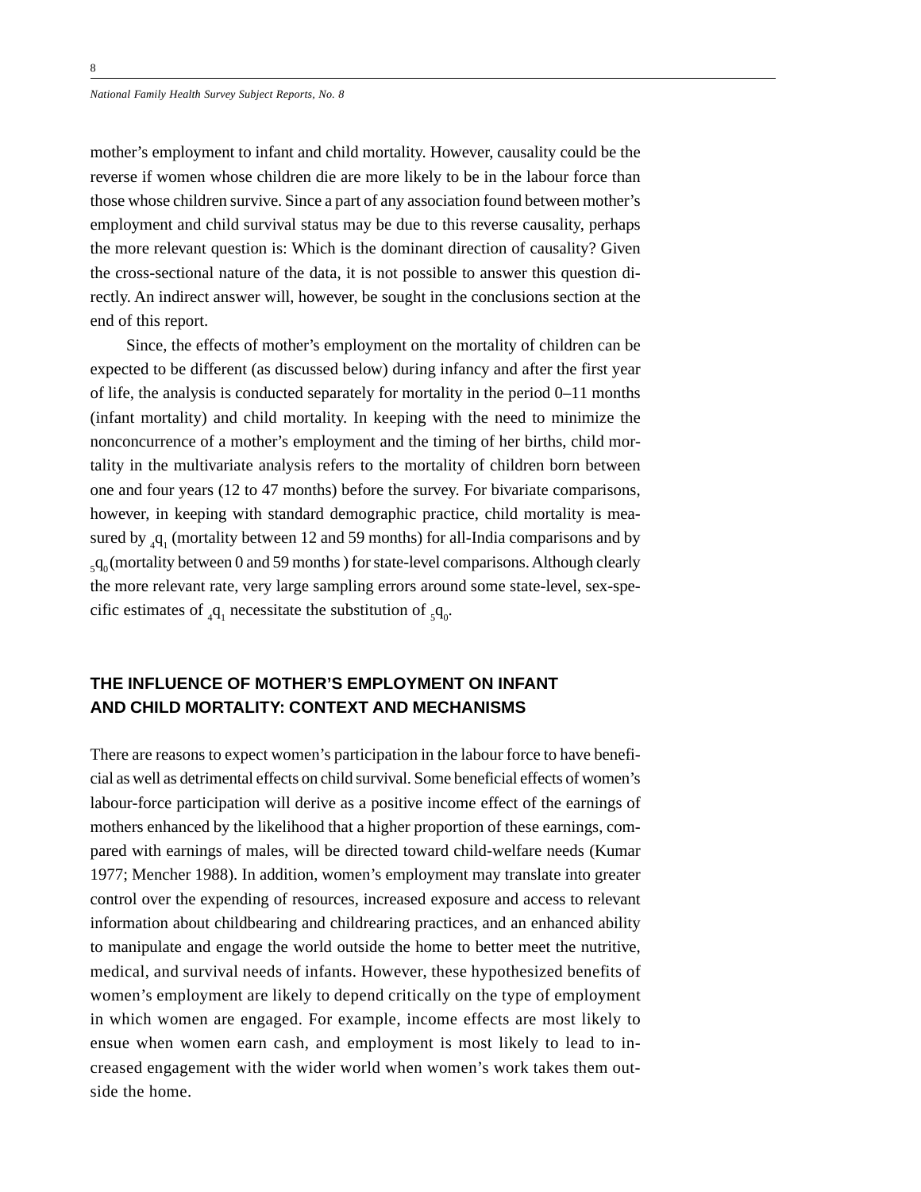mother's employment to infant and child mortality. However, causality could be the reverse if women whose children die are more likely to be in the labour force than those whose children survive. Since a part of any association found between mother's employment and child survival status may be due to this reverse causality, perhaps the more relevant question is: Which is the dominant direction of causality? Given the cross-sectional nature of the data, it is not possible to answer this question directly. An indirect answer will, however, be sought in the conclusions section at the end of this report.

Since, the effects of mother's employment on the mortality of children can be expected to be different (as discussed below) during infancy and after the first year of life, the analysis is conducted separately for mortality in the period 0–11 months (infant mortality) and child mortality. In keeping with the need to minimize the nonconcurrence of a mother's employment and the timing of her births, child mortality in the multivariate analysis refers to the mortality of children born between one and four years (12 to 47 months) before the survey. For bivariate comparisons, however, in keeping with standard demographic practice, child mortality is measured by ${}_4q_1$ (mortality between 12 and 59 months) for all-India comparisons and by ${}_5q_0$ (mortality between 0 and 59 months ) for state-level comparisons. Although clearly the more relevant rate, very large sampling errors around some state-level, sex-specific estimates of ${}_4q_1$ necessitate the substitution of ${}_5q_0$.

## THE INFLUENCE OF MOTHER'S EMPLOYMENT ON INFANT AND CHILD MORTALITY: CONTEXT AND MECHANISMS

There are reasons to expect women's participation in the labour force to have beneficial as well as detrimental effects on child survival. Some beneficial effects of women's labour-force participation will derive as a positive income effect of the earnings of mothers enhanced by the likelihood that a higher proportion of these earnings, compared with earnings of males, will be directed toward child-welfare needs (Kumar 1977; Mencher 1988). In addition, women's employment may translate into greater control over the expending of resources, increased exposure and access to relevant information about childbearing and childrearing practices, and an enhanced ability to manipulate and engage the world outside the home to better meet the nutritive, medical, and survival needs of infants. However, these hypothesized benefits of women's employment are likely to depend critically on the type of employment in which women are engaged. For example, income effects are most likely to ensue when women earn cash, and employment is most likely to lead to increased engagement with the wider world when women's work takes them outside the home.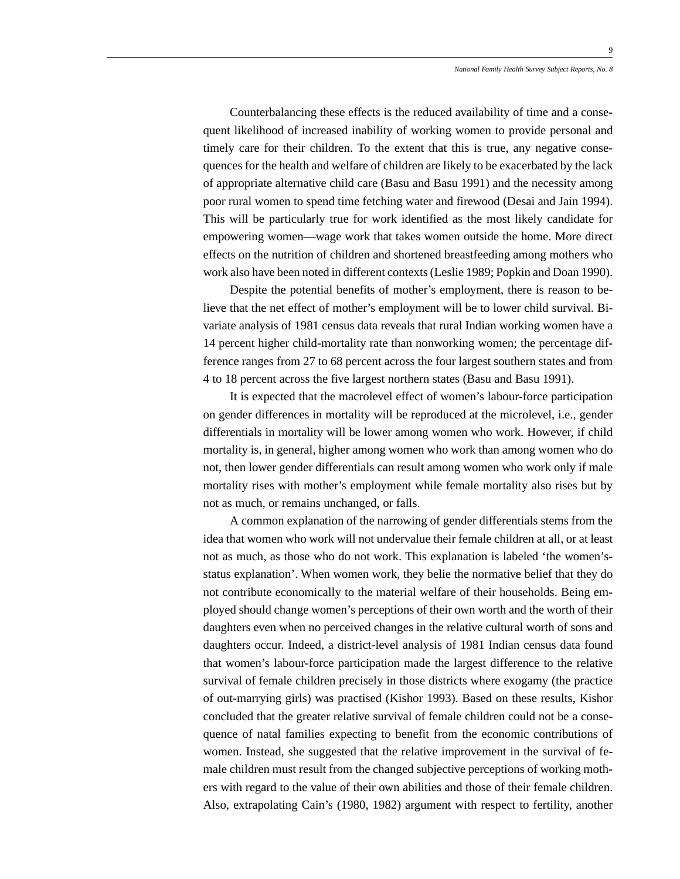Counterbalancing these effects is the reduced availability of time and a consequent likelihood of increased inability of working women to provide personal and timely care for their children. To the extent that this is true, any negative consequences for the health and welfare of children are likely to be exacerbated by the lack of appropriate alternative child care (Basu and Basu 1991) and the necessity among poor rural women to spend time fetching water and firewood (Desai and Jain 1994). This will be particularly true for work identified as the most likely candidate for empowering women—wage work that takes women outside the home. More direct effects on the nutrition of children and shortened breastfeeding among mothers who work also have been noted in different contexts (Leslie 1989; Popkin and Doan 1990).

Despite the potential benefits of mother's employment, there is reason to believe that the net effect of mother's employment will be to lower child survival. Bivariate analysis of 1981 census data reveals that rural Indian working women have a 14 percent higher child-mortality rate than nonworking women; the percentage difference ranges from 27 to 68 percent across the four largest southern states and from 4 to 18 percent across the five largest northern states (Basu and Basu 1991).

It is expected that the macrolevel effect of women's labour-force participation on gender differences in mortality will be reproduced at the microlevel, i.e., gender differentials in mortality will be lower among women who work. However, if child mortality is, in general, higher among women who work than among women who do not, then lower gender differentials can result among women who work only if male mortality rises with mother's employment while female mortality also rises but by not as much, or remains unchanged, or falls.

A common explanation of the narrowing of gender differentials stems from the idea that women who work will not undervalue their female children at all, or at least not as much, as those who do not work. This explanation is labeled 'the women's-status explanation'. When women work, they belie the normative belief that they do not contribute economically to the material welfare of their households. Being employed should change women's perceptions of their own worth and the worth of their daughters even when no perceived changes in the relative cultural worth of sons and daughters occur. Indeed, a district-level analysis of 1981 Indian census data found that women's labour-force participation made the largest difference to the relative survival of female children precisely in those districts where exogamy (the practice of out-marrying girls) was practised (Kishor 1993). Based on these results, Kishor concluded that the greater relative survival of female children could not be a consequence of natal families expecting to benefit from the economic contributions of women. Instead, she suggested that the relative improvement in the survival of female children must result from the changed subjective perceptions of working mothers with regard to the value of their own abilities and those of their female children. Also, extrapolating Cain's (1980, 1982) argument with respect to fertility, another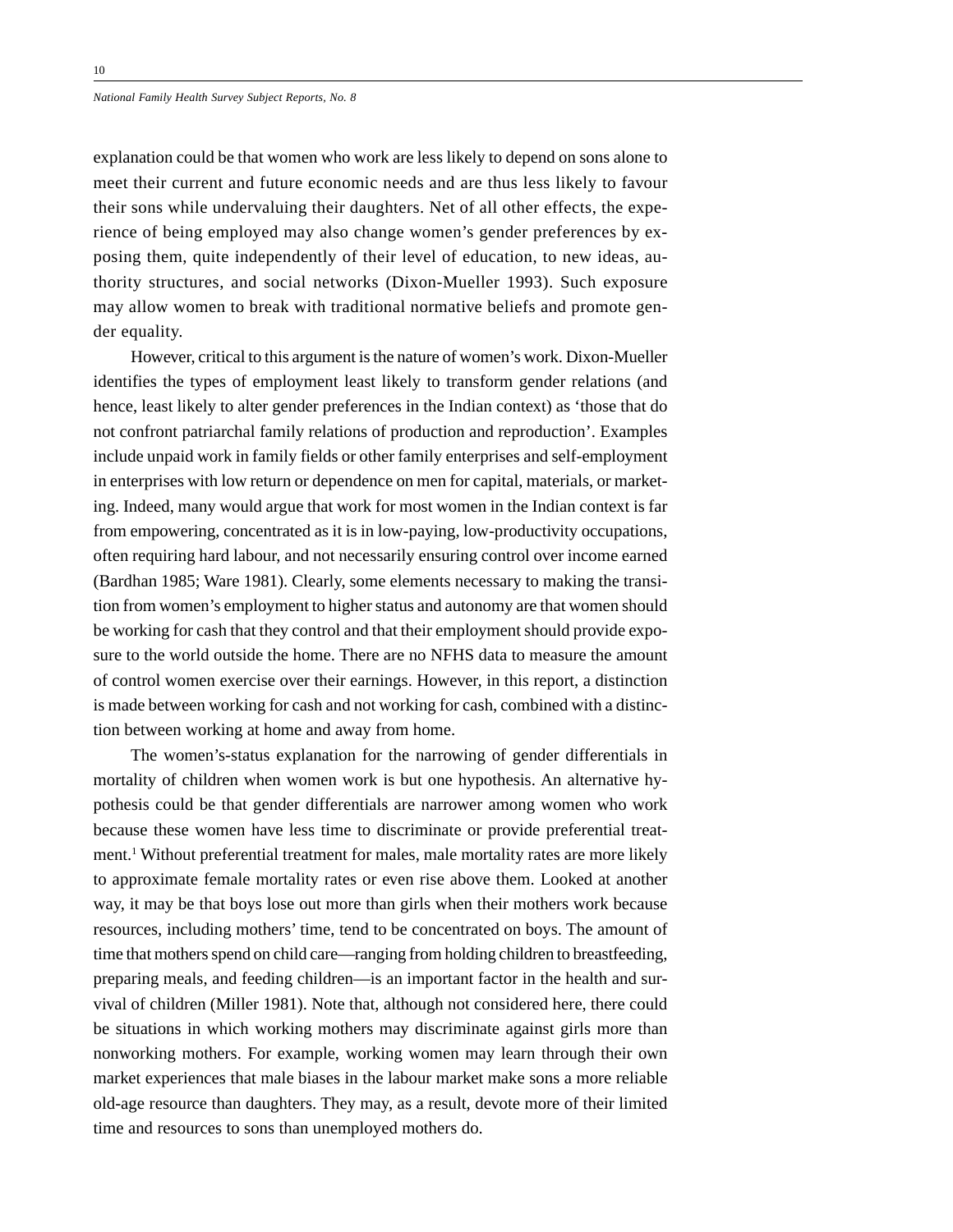explanation could be that women who work are less likely to depend on sons alone to meet their current and future economic needs and are thus less likely to favour their sons while undervaluing their daughters. Net of all other effects, the experience of being employed may also change women's gender preferences by exposing them, quite independently of their level of education, to new ideas, authority structures, and social networks (Dixon-Mueller 1993). Such exposure may allow women to break with traditional normative beliefs and promote gender equality.

However, critical to this argument is the nature of women's work. Dixon-Mueller identifies the types of employment least likely to transform gender relations (and hence, least likely to alter gender preferences in the Indian context) as 'those that do not confront patriarchal family relations of production and reproduction'. Examples include unpaid work in family fields or other family enterprises and self-employment in enterprises with low return or dependence on men for capital, materials, or marketing. Indeed, many would argue that work for most women in the Indian context is far from empowering, concentrated as it is in low-paying, low-productivity occupations, often requiring hard labour, and not necessarily ensuring control over income earned (Bardhan 1985; Ware 1981). Clearly, some elements necessary to making the transition from women's employment to higher status and autonomy are that women should be working for cash that they control and that their employment should provide exposure to the world outside the home. There are no NFHS data to measure the amount of control women exercise over their earnings. However, in this report, a distinction is made between working for cash and not working for cash, combined with a distinction between working at home and away from home.

The women's-status explanation for the narrowing of gender differentials in mortality of children when women work is but one hypothesis. An alternative hypothesis could be that gender differentials are narrower among women who work because these women have less time to discriminate or provide preferential treatment.[1] Without preferential treatment for males, male mortality rates are more likely to approximate female mortality rates or even rise above them. Looked at another way, it may be that boys lose out more than girls when their mothers work because resources, including mothers' time, tend to be concentrated on boys. The amount of time that mothers spend on child care—ranging from holding children to breastfeeding, preparing meals, and feeding children—is an important factor in the health and survival of children (Miller 1981). Note that, although not considered here, there could be situations in which working mothers may discriminate against girls more than nonworking mothers. For example, working women may learn through their own market experiences that male biases in the labour market make sons a more reliable old-age resource than daughters. They may, as a result, devote more of their limited time and resources to sons than unemployed mothers do.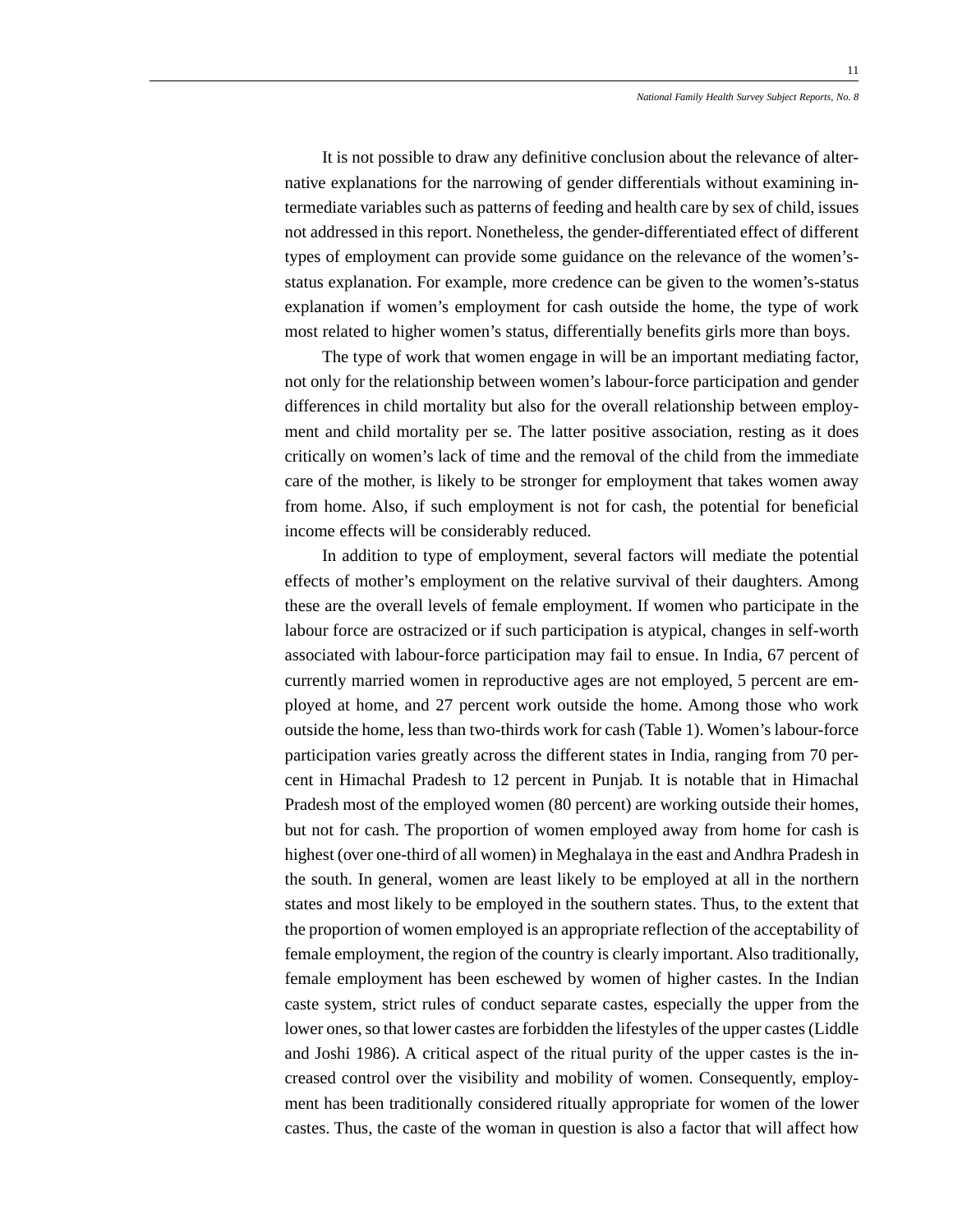It is not possible to draw any definitive conclusion about the relevance of alternative explanations for the narrowing of gender differentials without examining intermediate variables such as patterns of feeding and health care by sex of child, issues not addressed in this report. Nonetheless, the gender-differentiated effect of different types of employment can provide some guidance on the relevance of the women's-status explanation. For example, more credence can be given to the women's-status explanation if women's employment for cash outside the home, the type of work most related to higher women's status, differentially benefits girls more than boys.

The type of work that women engage in will be an important mediating factor, not only for the relationship between women's labour-force participation and gender differences in child mortality but also for the overall relationship between employment and child mortality per se. The latter positive association, resting as it does critically on women's lack of time and the removal of the child from the immediate care of the mother, is likely to be stronger for employment that takes women away from home. Also, if such employment is not for cash, the potential for beneficial income effects will be considerably reduced.

In addition to type of employment, several factors will mediate the potential effects of mother's employment on the relative survival of their daughters. Among these are the overall levels of female employment. If women who participate in the labour force are ostracized or if such participation is atypical, changes in self-worth associated with labour-force participation may fail to ensue. In India, 67 percent of currently married women in reproductive ages are not employed, 5 percent are employed at home, and 27 percent work outside the home. Among those who work outside the home, less than two-thirds work for cash (Table 1). Women's labour-force participation varies greatly across the different states in India, ranging from 70 percent in Himachal Pradesh to 12 percent in Punjab. It is notable that in Himachal Pradesh most of the employed women (80 percent) are working outside their homes, but not for cash. The proportion of women employed away from home for cash is highest (over one-third of all women) in Meghalaya in the east and Andhra Pradesh in the south. In general, women are least likely to be employed at all in the northern states and most likely to be employed in the southern states. Thus, to the extent that the proportion of women employed is an appropriate reflection of the acceptability of female employment, the region of the country is clearly important. Also traditionally, female employment has been eschewed by women of higher castes. In the Indian caste system, strict rules of conduct separate castes, especially the upper from the lower ones, so that lower castes are forbidden the lifestyles of the upper castes (Liddle and Joshi 1986). A critical aspect of the ritual purity of the upper castes is the increased control over the visibility and mobility of women. Consequently, employment has been traditionally considered ritually appropriate for women of the lower castes. Thus, the caste of the woman in question is also a factor that will affect how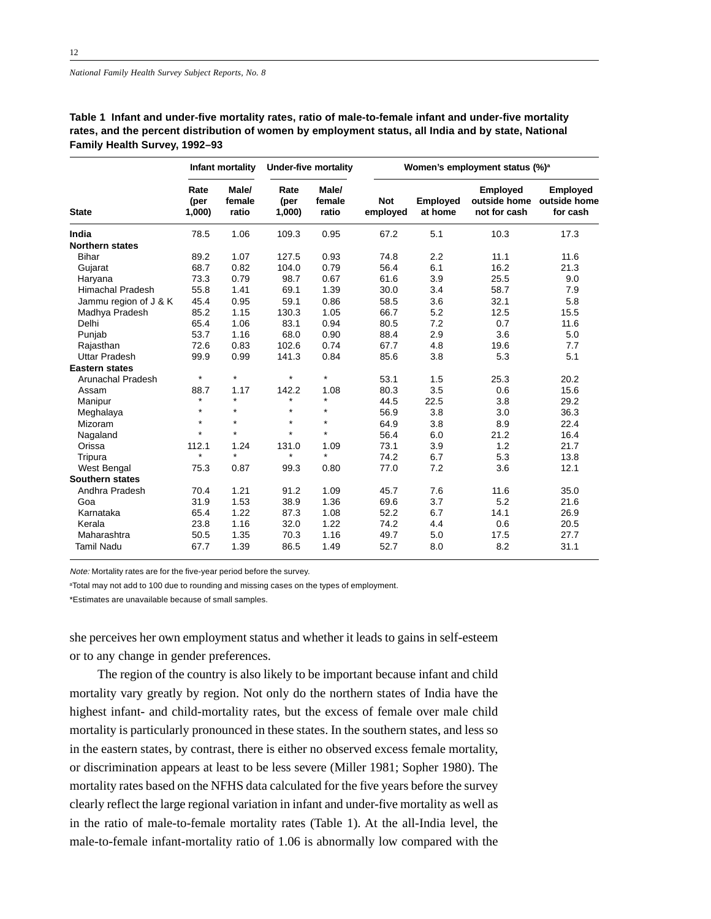**Table 1 Infant and under-five mortality rates, ratio of male-to-female infant and under-five mortality rates, and the percent distribution of women by employment status, all India and by state, National Family Health Survey, 1992–93**

| | Infant mortality | | Under-five mortality | | Women's employment status (%)[a] | | | |
|---|---|---|---|---|---|---|---|---|
| State | Rate (per 1,000) | Male/ female ratio | Rate (per 1,000) | Male/ female ratio | Not employed | Employed at home | Employed outside home not for cash | Employed outside home for cash |
| **India** | 78.5 | 1.06 | 109.3 | 0.95 | 67.2 | 5.1 | 10.3 | 17.3 |
| **Northern states** | | | | | | | | |
| Bihar | 89.2 | 1.07 | 127.5 | 0.93 | 74.8 | 2.2 | 11.1 | 11.6 |
| Gujarat | 68.7 | 0.82 | 104.0 | 0.79 | 56.4 | 6.1 | 16.2 | 21.3 |
| Haryana | 73.3 | 0.79 | 98.7 | 0.67 | 61.6 | 3.9 | 25.5 | 9.0 |
| Himachal Pradesh | 55.8 | 1.41 | 69.1 | 1.39 | 30.0 | 3.4 | 58.7 | 7.9 |
| Jammu region of J & K | 45.4 | 0.95 | 59.1 | 0.86 | 58.5 | 3.6 | 32.1 | 5.8 |
| Madhya Pradesh | 85.2 | 1.15 | 130.3 | 1.05 | 66.7 | 5.2 | 12.5 | 15.5 |
| Delhi | 65.4 | 1.06 | 83.1 | 0.94 | 80.5 | 7.2 | 0.7 | 11.6 |
| Punjab | 53.7 | 1.16 | 68.0 | 0.90 | 88.4 | 2.9 | 3.6 | 5.0 |
| Rajasthan | 72.6 | 0.83 | 102.6 | 0.74 | 67.7 | 4.8 | 19.6 | 7.7 |
| Uttar Pradesh | 99.9 | 0.99 | 141.3 | 0.84 | 85.6 | 3.8 | 5.3 | 5.1 |
| **Eastern states** | | | | | | | | |
| Arunachal Pradesh | * | * | * | * | 53.1 | 1.5 | 25.3 | 20.2 |
| Assam | 88.7 | 1.17 | 142.2 | 1.08 | 80.3 | 3.5 | 0.6 | 15.6 |
| Manipur | * | * | * | * | 44.5 | 22.5 | 3.8 | 29.2 |
| Meghalaya | * | * | * | * | 56.9 | 3.8 | 3.0 | 36.3 |
| Mizoram | * | * | * | * | 64.9 | 3.8 | 8.9 | 22.4 |
| Nagaland | * | * | * | * | 56.4 | 6.0 | 21.2 | 16.4 |
| Orissa | 112.1 | 1.24 | 131.0 | 1.09 | 73.1 | 3.9 | 1.2 | 21.7 |
| Tripura | * | * | * | * | 74.2 | 6.7 | 5.3 | 13.8 |
| West Bengal | 75.3 | 0.87 | 99.3 | 0.80 | 77.0 | 7.2 | 3.6 | 12.1 |
| **Southern states** | | | | | | | | |
| Andhra Pradesh | 70.4 | 1.21 | 91.2 | 1.09 | 45.7 | 7.6 | 11.6 | 35.0 |
| Goa | 31.9 | 1.53 | 38.9 | 1.36 | 69.6 | 3.7 | 5.2 | 21.6 |
| Karnataka | 65.4 | 1.22 | 87.3 | 1.08 | 52.2 | 6.7 | 14.1 | 26.9 |
| Kerala | 23.8 | 1.16 | 32.0 | 1.22 | 74.2 | 4.4 | 0.6 | 20.5 |
| Maharashtra | 50.5 | 1.35 | 70.3 | 1.16 | 49.7 | 5.0 | 17.5 | 27.7 |
| Tamil Nadu | 67.7 | 1.39 | 86.5 | 1.49 | 52.7 | 8.0 | 8.2 | 31.1 |

*Note:* Mortality rates are for the five-year period before the survey.

[a]Total may not add to 100 due to rounding and missing cases on the types of employment.

*Estimates are unavailable because of small samples.

she perceives her own employment status and whether it leads to gains in self-esteem or to any change in gender preferences.

The region of the country is also likely to be important because infant and child mortality vary greatly by region. Not only do the northern states of India have the highest infant- and child-mortality rates, but the excess of female over male child mortality is particularly pronounced in these states. In the southern states, and less so in the eastern states, by contrast, there is either no observed excess female mortality, or discrimination appears at least to be less severe (Miller 1981; Sopher 1980). The mortality rates based on the NFHS data calculated for the five years before the survey clearly reflect the large regional variation in infant and under-five mortality as well as in the ratio of male-to-female mortality rates (Table 1). At the all-India level, the male-to-female infant-mortality ratio of 1.06 is abnormally low compared with the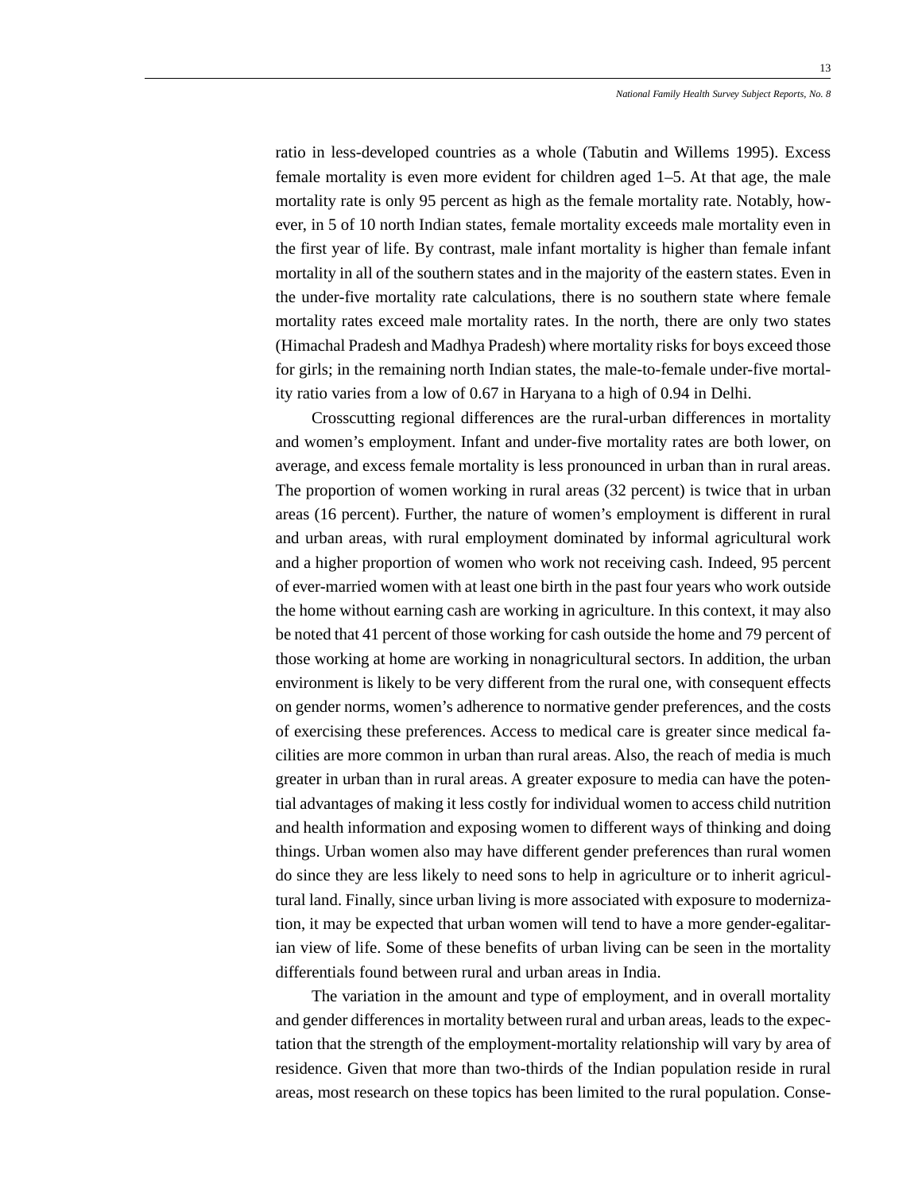ratio in less-developed countries as a whole (Tabutin and Willems 1995). Excess female mortality is even more evident for children aged 1–5. At that age, the male mortality rate is only 95 percent as high as the female mortality rate. Notably, however, in 5 of 10 north Indian states, female mortality exceeds male mortality even in the first year of life. By contrast, male infant mortality is higher than female infant mortality in all of the southern states and in the majority of the eastern states. Even in the under-five mortality rate calculations, there is no southern state where female mortality rates exceed male mortality rates. In the north, there are only two states (Himachal Pradesh and Madhya Pradesh) where mortality risks for boys exceed those for girls; in the remaining north Indian states, the male-to-female under-five mortality ratio varies from a low of 0.67 in Haryana to a high of 0.94 in Delhi.

Crosscutting regional differences are the rural-urban differences in mortality and women's employment. Infant and under-five mortality rates are both lower, on average, and excess female mortality is less pronounced in urban than in rural areas. The proportion of women working in rural areas (32 percent) is twice that in urban areas (16 percent). Further, the nature of women's employment is different in rural and urban areas, with rural employment dominated by informal agricultural work and a higher proportion of women who work not receiving cash. Indeed, 95 percent of ever-married women with at least one birth in the past four years who work outside the home without earning cash are working in agriculture. In this context, it may also be noted that 41 percent of those working for cash outside the home and 79 percent of those working at home are working in nonagricultural sectors. In addition, the urban environment is likely to be very different from the rural one, with consequent effects on gender norms, women's adherence to normative gender preferences, and the costs of exercising these preferences. Access to medical care is greater since medical facilities are more common in urban than rural areas. Also, the reach of media is much greater in urban than in rural areas. A greater exposure to media can have the potential advantages of making it less costly for individual women to access child nutrition and health information and exposing women to different ways of thinking and doing things. Urban women also may have different gender preferences than rural women do since they are less likely to need sons to help in agriculture or to inherit agricultural land. Finally, since urban living is more associated with exposure to modernization, it may be expected that urban women will tend to have a more gender-egalitarian view of life. Some of these benefits of urban living can be seen in the mortality differentials found between rural and urban areas in India.

The variation in the amount and type of employment, and in overall mortality and gender differences in mortality between rural and urban areas, leads to the expectation that the strength of the employment-mortality relationship will vary by area of residence. Given that more than two-thirds of the Indian population reside in rural areas, most research on these topics has been limited to the rural population. Conse-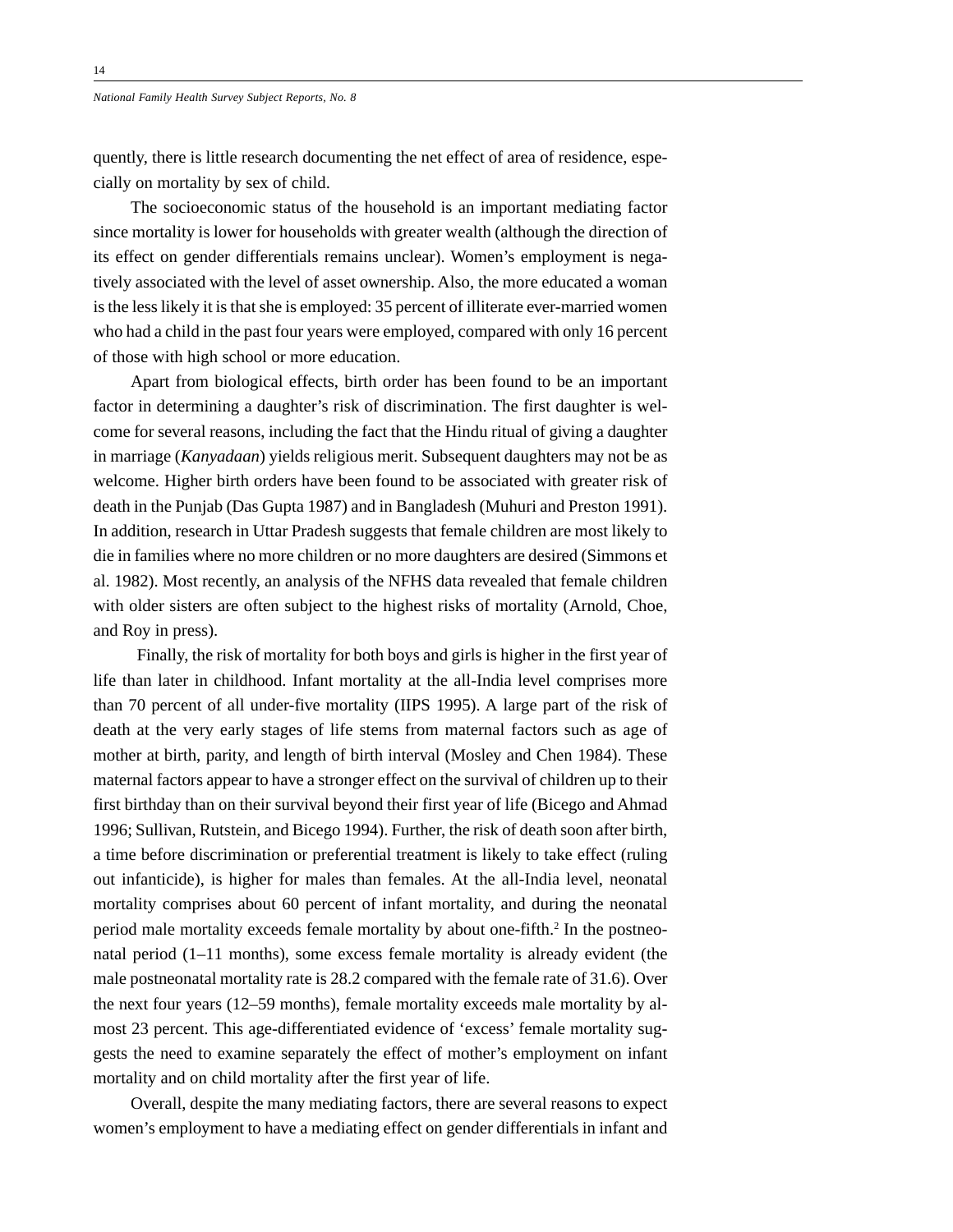quently, there is little research documenting the net effect of area of residence, especially on mortality by sex of child.

The socioeconomic status of the household is an important mediating factor since mortality is lower for households with greater wealth (although the direction of its effect on gender differentials remains unclear). Women's employment is negatively associated with the level of asset ownership. Also, the more educated a woman is the less likely it is that she is employed: 35 percent of illiterate ever-married women who had a child in the past four years were employed, compared with only 16 percent of those with high school or more education.

Apart from biological effects, birth order has been found to be an important factor in determining a daughter's risk of discrimination. The first daughter is welcome for several reasons, including the fact that the Hindu ritual of giving a daughter in marriage (*Kanyadaan*) yields religious merit. Subsequent daughters may not be as welcome. Higher birth orders have been found to be associated with greater risk of death in the Punjab (Das Gupta 1987) and in Bangladesh (Muhuri and Preston 1991). In addition, research in Uttar Pradesh suggests that female children are most likely to die in families where no more children or no more daughters are desired (Simmons et al. 1982). Most recently, an analysis of the NFHS data revealed that female children with older sisters are often subject to the highest risks of mortality (Arnold, Choe, and Roy in press).

Finally, the risk of mortality for both boys and girls is higher in the first year of life than later in childhood. Infant mortality at the all-India level comprises more than 70 percent of all under-five mortality (IIPS 1995). A large part of the risk of death at the very early stages of life stems from maternal factors such as age of mother at birth, parity, and length of birth interval (Mosley and Chen 1984). These maternal factors appear to have a stronger effect on the survival of children up to their first birthday than on their survival beyond their first year of life (Bicego and Ahmad 1996; Sullivan, Rutstein, and Bicego 1994). Further, the risk of death soon after birth, a time before discrimination or preferential treatment is likely to take effect (ruling out infanticide), is higher for males than females. At the all-India level, neonatal mortality comprises about 60 percent of infant mortality, and during the neonatal period male mortality exceeds female mortality by about one-fifth.[2] In the postneonatal period (1–11 months), some excess female mortality is already evident (the male postneonatal mortality rate is 28.2 compared with the female rate of 31.6). Over the next four years (12–59 months), female mortality exceeds male mortality by almost 23 percent. This age-differentiated evidence of 'excess' female mortality suggests the need to examine separately the effect of mother's employment on infant mortality and on child mortality after the first year of life.

Overall, despite the many mediating factors, there are several reasons to expect women's employment to have a mediating effect on gender differentials in infant and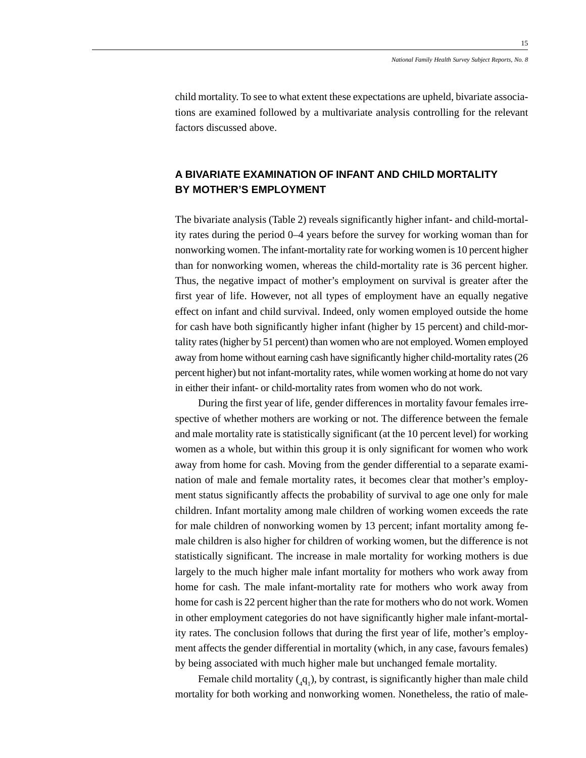child mortality. To see to what extent these expectations are upheld, bivariate associations are examined followed by a multivariate analysis controlling for the relevant factors discussed above.

## A BIVARIATE EXAMINATION OF INFANT AND CHILD MORTALITY BY MOTHER'S EMPLOYMENT

The bivariate analysis (Table 2) reveals significantly higher infant- and child-mortality rates during the period 0–4 years before the survey for working woman than for nonworking women. The infant-mortality rate for working women is 10 percent higher than for nonworking women, whereas the child-mortality rate is 36 percent higher. Thus, the negative impact of mother's employment on survival is greater after the first year of life. However, not all types of employment have an equally negative effect on infant and child survival. Indeed, only women employed outside the home for cash have both significantly higher infant (higher by 15 percent) and child-mortality rates (higher by 51 percent) than women who are not employed. Women employed away from home without earning cash have significantly higher child-mortality rates (26 percent higher) but not infant-mortality rates, while women working at home do not vary in either their infant- or child-mortality rates from women who do not work.

During the first year of life, gender differences in mortality favour females irrespective of whether mothers are working or not. The difference between the female and male mortality rate is statistically significant (at the 10 percent level) for working women as a whole, but within this group it is only significant for women who work away from home for cash. Moving from the gender differential to a separate examination of male and female mortality rates, it becomes clear that mother's employment status significantly affects the probability of survival to age one only for male children. Infant mortality among male children of working women exceeds the rate for male children of nonworking women by 13 percent; infant mortality among female children is also higher for children of working women, but the difference is not statistically significant. The increase in male mortality for working mothers is due largely to the much higher male infant mortality for mothers who work away from home for cash. The male infant-mortality rate for mothers who work away from home for cash is 22 percent higher than the rate for mothers who do not work. Women in other employment categories do not have significantly higher male infant-mortality rates. The conclusion follows that during the first year of life, mother's employment affects the gender differential in mortality (which, in any case, favours females) by being associated with much higher male but unchanged female mortality.

Female child mortality (${}_4q_1$), by contrast, is significantly higher than male child mortality for both working and nonworking women. Nonetheless, the ratio of male-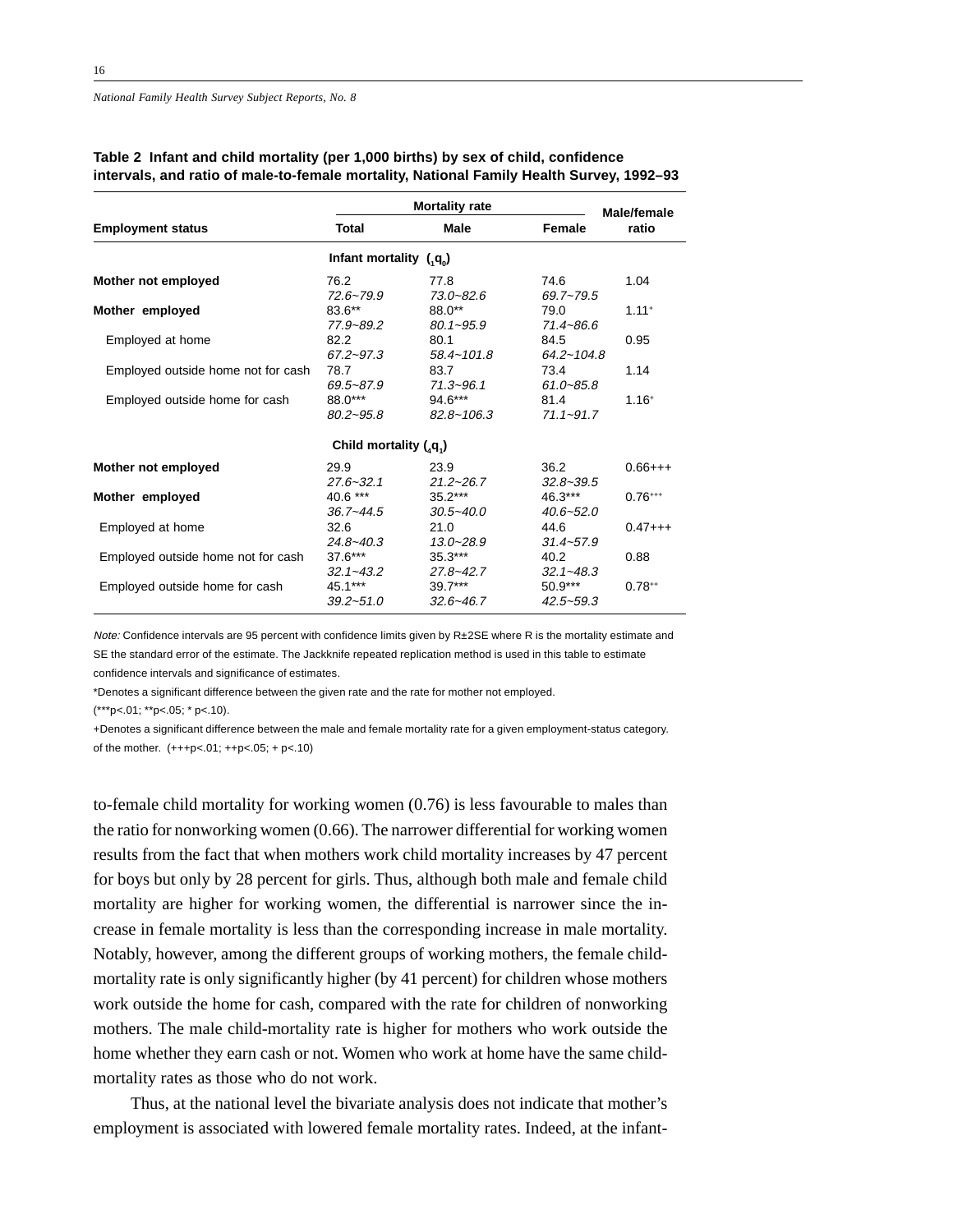**Table 2 Infant and child mortality (per 1,000 births) by sex of child, confidence intervals, and ratio of male-to-female mortality, National Family Health Survey, 1992–93**

| Employment status | Mortality rate | | | Male/female ratio |
|---|---|---|---|---|
| | Total | Male | Female | |
| | **Infant mortality ($_1q_0$)** | | | |
| **Mother not employed** | 76.2 | 77.8 | 74.6 | 1.04 |
| | *72.6~79.9* | *73.0~82.6* | *69.7~79.5* | |
| **Mother employed** | 83.6** | 88.0** | 79.0 | 1.11+ |
| | *77.9~89.2* | *80.1~95.9* | *71.4~86.6* | |
| Employed at home | 82.2 | 80.1 | 84.5 | 0.95 |
| | *67.2~97.3* | *58.4~101.8* | *64.2~104.8* | |
| Employed outside home not for cash | 78.7 | 83.7 | 73.4 | 1.14 |
| | *69.5~87.9* | *71.3~96.1* | *61.0~85.8* | |
| Employed outside home for cash | 88.0*** | 94.6*** | 81.4 | 1.16+ |
| | *80.2~95.8* | *82.8~106.3* | *71.1~91.7* | |
| | **Child mortality ($_4q_1$)** | | | |
| **Mother not employed** | 29.9 | 23.9 | 36.2 | 0.66+++ |
| | *27.6~32.1* | *21.2~26.7* | *32.8~39.5* | |
| **Mother employed** | 40.6 *** | 35.2*** | 46.3*** | 0.76+++ |
| | *36.7~44.5* | *30.5~40.0* | *40.6~52.0* | |
| Employed at home | 32.6 | 21.0 | 44.6 | 0.47+++ |
| | *24.8~40.3* | *13.0~28.9* | *31.4~57.9* | |
| Employed outside home not for cash | 37.6*** | 35.3*** | 40.2 | 0.88 |
| | *32.1~43.2* | *27.8~42.7* | *32.1~48.3* | |
| Employed outside home for cash | 45.1*** | 39.7*** | 50.9*** | 0.78++ |
| | *39.2~51.0* | *32.6~46.7* | *42.5~59.3* | |

*Note:* Confidence intervals are 95 percent with confidence limits given by R±2SE where R is the mortality estimate and SE the standard error of the estimate. The Jackknife repeated replication method is used in this table to estimate confidence intervals and significance of estimates.

*Denotes a significant difference between the given rate and the rate for mother not employed.

(***p<.01; **p<.05; * p<.10).

+Denotes a significant difference between the male and female mortality rate for a given employment-status category. of the mother. (+++p<.01; ++p<.05; + p<.10)

to-female child mortality for working women (0.76) is less favourable to males than the ratio for nonworking women (0.66). The narrower differential for working women results from the fact that when mothers work child mortality increases by 47 percent for boys but only by 28 percent for girls. Thus, although both male and female child mortality are higher for working women, the differential is narrower since the increase in female mortality is less than the corresponding increase in male mortality. Notably, however, among the different groups of working mothers, the female child-mortality rate is only significantly higher (by 41 percent) for children whose mothers work outside the home for cash, compared with the rate for children of nonworking mothers. The male child-mortality rate is higher for mothers who work outside the home whether they earn cash or not. Women who work at home have the same child-mortality rates as those who do not work.

Thus, at the national level the bivariate analysis does not indicate that mother's employment is associated with lowered female mortality rates. Indeed, at the infant-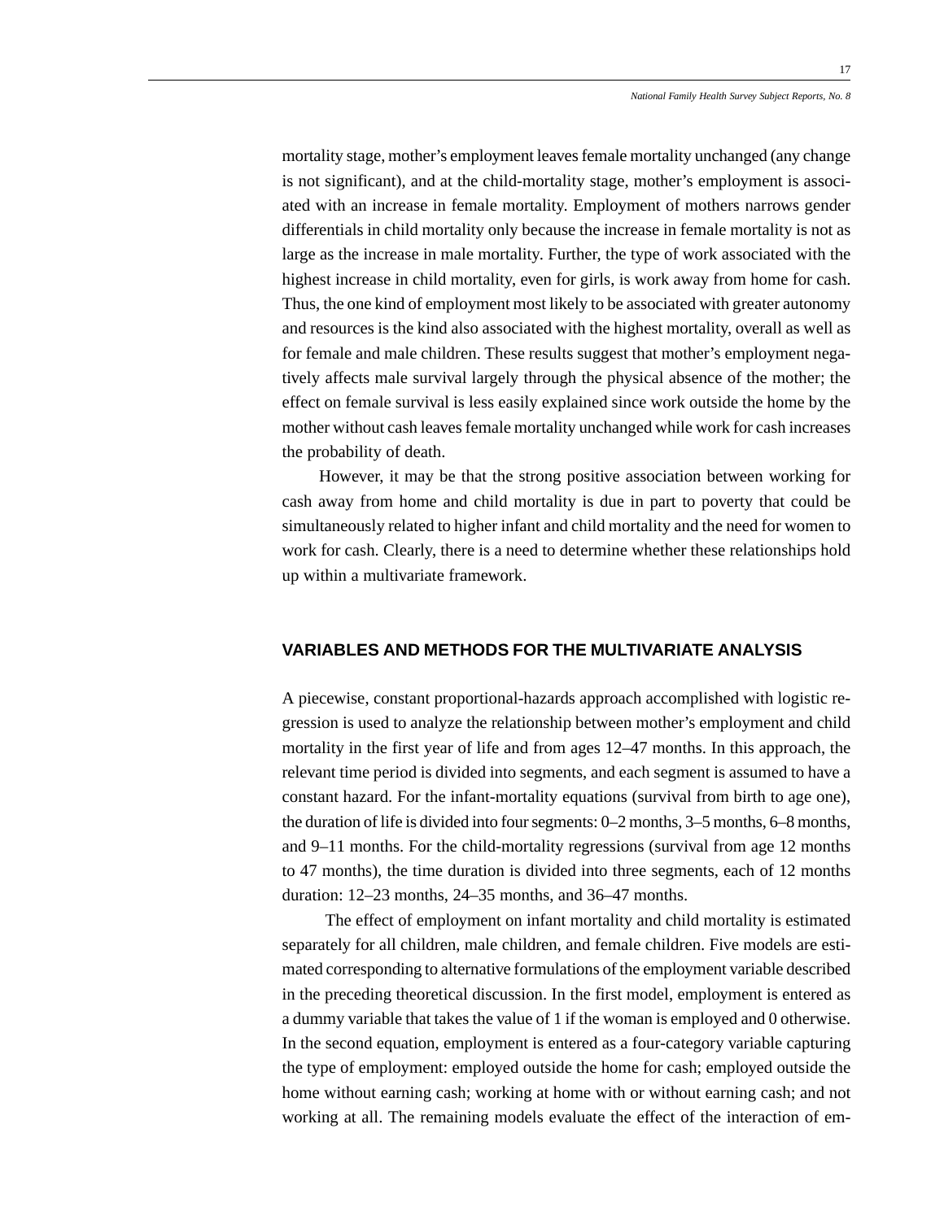mortality stage, mother's employment leaves female mortality unchanged (any change is not significant), and at the child-mortality stage, mother's employment is associated with an increase in female mortality. Employment of mothers narrows gender differentials in child mortality only because the increase in female mortality is not as large as the increase in male mortality. Further, the type of work associated with the highest increase in child mortality, even for girls, is work away from home for cash. Thus, the one kind of employment most likely to be associated with greater autonomy and resources is the kind also associated with the highest mortality, overall as well as for female and male children. These results suggest that mother's employment negatively affects male survival largely through the physical absence of the mother; the effect on female survival is less easily explained since work outside the home by the mother without cash leaves female mortality unchanged while work for cash increases the probability of death.

However, it may be that the strong positive association between working for cash away from home and child mortality is due in part to poverty that could be simultaneously related to higher infant and child mortality and the need for women to work for cash. Clearly, there is a need to determine whether these relationships hold up within a multivariate framework.

## VARIABLES AND METHODS FOR THE MULTIVARIATE ANALYSIS

A piecewise, constant proportional-hazards approach accomplished with logistic regression is used to analyze the relationship between mother's employment and child mortality in the first year of life and from ages 12–47 months. In this approach, the relevant time period is divided into segments, and each segment is assumed to have a constant hazard. For the infant-mortality equations (survival from birth to age one), the duration of life is divided into four segments: 0–2 months, 3–5 months, 6–8 months, and 9–11 months. For the child-mortality regressions (survival from age 12 months to 47 months), the time duration is divided into three segments, each of 12 months duration: 12–23 months, 24–35 months, and 36–47 months.

The effect of employment on infant mortality and child mortality is estimated separately for all children, male children, and female children. Five models are estimated corresponding to alternative formulations of the employment variable described in the preceding theoretical discussion. In the first model, employment is entered as a dummy variable that takes the value of 1 if the woman is employed and 0 otherwise. In the second equation, employment is entered as a four-category variable capturing the type of employment: employed outside the home for cash; employed outside the home without earning cash; working at home with or without earning cash; and not working at all. The remaining models evaluate the effect of the interaction of em-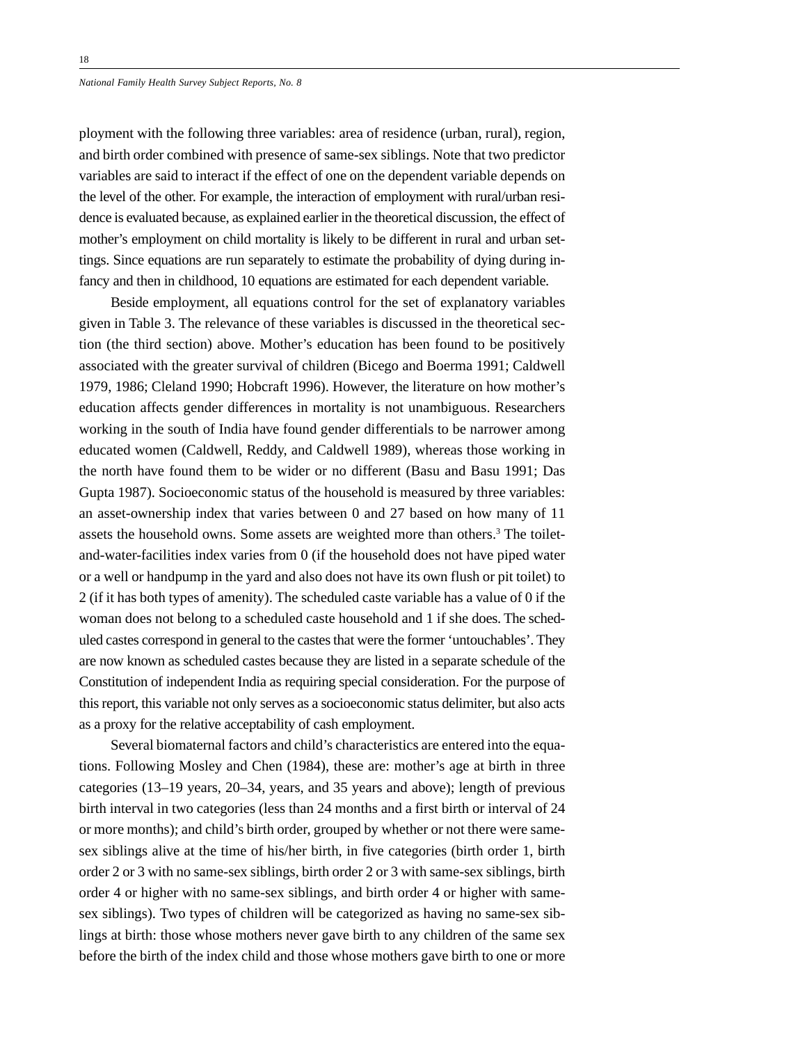ployment with the following three variables: area of residence (urban, rural), region, and birth order combined with presence of same-sex siblings. Note that two predictor variables are said to interact if the effect of one on the dependent variable depends on the level of the other. For example, the interaction of employment with rural/urban residence is evaluated because, as explained earlier in the theoretical discussion, the effect of mother's employment on child mortality is likely to be different in rural and urban settings. Since equations are run separately to estimate the probability of dying during infancy and then in childhood, 10 equations are estimated for each dependent variable.

Beside employment, all equations control for the set of explanatory variables given in Table 3. The relevance of these variables is discussed in the theoretical section (the third section) above. Mother's education has been found to be positively associated with the greater survival of children (Bicego and Boerma 1991; Caldwell 1979, 1986; Cleland 1990; Hobcraft 1996). However, the literature on how mother's education affects gender differences in mortality is not unambiguous. Researchers working in the south of India have found gender differentials to be narrower among educated women (Caldwell, Reddy, and Caldwell 1989), whereas those working in the north have found them to be wider or no different (Basu and Basu 1991; Das Gupta 1987). Socioeconomic status of the household is measured by three variables: an asset-ownership index that varies between 0 and 27 based on how many of 11 assets the household owns. Some assets are weighted more than others.[3] The toilet-and-water-facilities index varies from 0 (if the household does not have piped water or a well or handpump in the yard and also does not have its own flush or pit toilet) to 2 (if it has both types of amenity). The scheduled caste variable has a value of 0 if the woman does not belong to a scheduled caste household and 1 if she does. The scheduled castes correspond in general to the castes that were the former 'untouchables'. They are now known as scheduled castes because they are listed in a separate schedule of the Constitution of independent India as requiring special consideration. For the purpose of this report, this variable not only serves as a socioeconomic status delimiter, but also acts as a proxy for the relative acceptability of cash employment.

Several biomaternal factors and child's characteristics are entered into the equations. Following Mosley and Chen (1984), these are: mother's age at birth in three categories (13–19 years, 20–34, years, and 35 years and above); length of previous birth interval in two categories (less than 24 months and a first birth or interval of 24 or more months); and child's birth order, grouped by whether or not there were same-sex siblings alive at the time of his/her birth, in five categories (birth order 1, birth order 2 or 3 with no same-sex siblings, birth order 2 or 3 with same-sex siblings, birth order 4 or higher with no same-sex siblings, and birth order 4 or higher with same-sex siblings). Two types of children will be categorized as having no same-sex siblings at birth: those whose mothers never gave birth to any children of the same sex before the birth of the index child and those whose mothers gave birth to one or more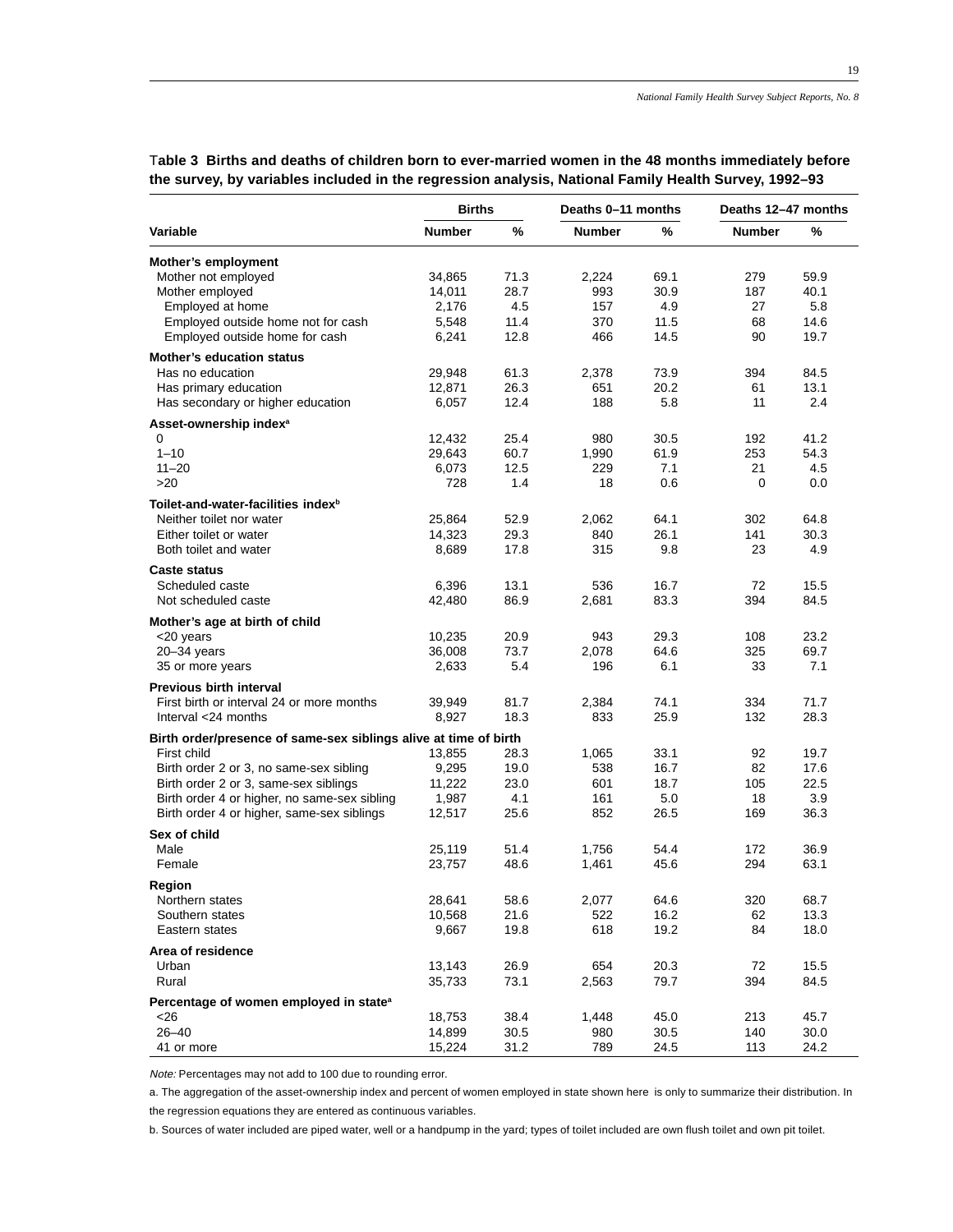**Table 3 Births and deaths of children born to ever-married women in the 48 months immediately before the survey, by variables included in the regression analysis, National Family Health Survey, 1992–93**

| Variable | Births | | Deaths 0–11 months | | Deaths 12–47 months | |
|---|---|---|---|---|---|---|
| | Number | % | Number | % | Number | % |
| **Mother's employment** | | | | | | |
| Mother not employed | 34,865 | 71.3 | 2,224 | 69.1 | 279 | 59.9 |
| Mother employed | 14,011 | 28.7 | 993 | 30.9 | 187 | 40.1 |
| Employed at home | 2,176 | 4.5 | 157 | 4.9 | 27 | 5.8 |
| Employed outside home not for cash | 5,548 | 11.4 | 370 | 11.5 | 68 | 14.6 |
| Employed outside home for cash | 6,241 | 12.8 | 466 | 14.5 | 90 | 19.7 |
| **Mother's education status** | | | | | | |
| Has no education | 29,948 | 61.3 | 2,378 | 73.9 | 394 | 84.5 |
| Has primary education | 12,871 | 26.3 | 651 | 20.2 | 61 | 13.1 |
| Has secondary or higher education | 6,057 | 12.4 | 188 | 5.8 | 11 | 2.4 |
| **Asset-ownership index[a]** | | | | | | |
| 0 | 12,432 | 25.4 | 980 | 30.5 | 192 | 41.2 |
| 1–10 | 29,643 | 60.7 | 1,990 | 61.9 | 253 | 54.3 |
| 11–20 | 6,073 | 12.5 | 229 | 7.1 | 21 | 4.5 |
| >20 | 728 | 1.4 | 18 | 0.6 | 0 | 0.0 |
| **Toilet-and-water-facilities index[b]** | | | | | | |
| Neither toilet nor water | 25,864 | 52.9 | 2,062 | 64.1 | 302 | 64.8 |
| Either toilet or water | 14,323 | 29.3 | 840 | 26.1 | 141 | 30.3 |
| Both toilet and water | 8,689 | 17.8 | 315 | 9.8 | 23 | 4.9 |
| **Caste status** | | | | | | |
| Scheduled caste | 6,396 | 13.1 | 536 | 16.7 | 72 | 15.5 |
| Not scheduled caste | 42,480 | 86.9 | 2,681 | 83.3 | 394 | 84.5 |
| **Mother's age at birth of child** | | | | | | |
| <20 years | 10,235 | 20.9 | 943 | 29.3 | 108 | 23.2 |
| 20–34 years | 36,008 | 73.7 | 2,078 | 64.6 | 325 | 69.7 |
| 35 or more years | 2,633 | 5.4 | 196 | 6.1 | 33 | 7.1 |
| **Previous birth interval** | | | | | | |
| First birth or interval 24 or more months | 39,949 | 81.7 | 2,384 | 74.1 | 334 | 71.7 |
| Interval <24 months | 8,927 | 18.3 | 833 | 25.9 | 132 | 28.3 |
| **Birth order/presence of same-sex siblings alive at time of birth** | | | | | | |
| First child | 13,855 | 28.3 | 1,065 | 33.1 | 92 | 19.7 |
| Birth order 2 or 3, no same-sex sibling | 9,295 | 19.0 | 538 | 16.7 | 82 | 17.6 |
| Birth order 2 or 3, same-sex siblings | 11,222 | 23.0 | 601 | 18.7 | 105 | 22.5 |
| Birth order 4 or higher, no same-sex sibling | 1,987 | 4.1 | 161 | 5.0 | 18 | 3.9 |
| Birth order 4 or higher, same-sex siblings | 12,517 | 25.6 | 852 | 26.5 | 169 | 36.3 |
| **Sex of child** | | | | | | |
| Male | 25,119 | 51.4 | 1,756 | 54.4 | 172 | 36.9 |
| Female | 23,757 | 48.6 | 1,461 | 45.6 | 294 | 63.1 |
| **Region** | | | | | | |
| Northern states | 28,641 | 58.6 | 2,077 | 64.6 | 320 | 68.7 |
| Southern states | 10,568 | 21.6 | 522 | 16.2 | 62 | 13.3 |
| Eastern states | 9,667 | 19.8 | 618 | 19.2 | 84 | 18.0 |
| **Area of residence** | | | | | | |
| Urban | 13,143 | 26.9 | 654 | 20.3 | 72 | 15.5 |
| Rural | 35,733 | 73.1 | 2,563 | 79.7 | 394 | 84.5 |
| **Percentage of women employed in state[a]** | | | | | | |
| <26 | 18,753 | 38.4 | 1,448 | 45.0 | 213 | 45.7 |
| 26–40 | 14,899 | 30.5 | 980 | 30.5 | 140 | 30.0 |
| 41 or more | 15,224 | 31.2 | 789 | 24.5 | 113 | 24.2 |

*Note:* Percentages may not add to 100 due to rounding error.

a. The aggregation of the asset-ownership index and percent of women employed in state shown here is only to summarize their distribution. In the regression equations they are entered as continuous variables.

b. Sources of water included are piped water, well or a handpump in the yard; types of toilet included are own flush toilet and own pit toilet.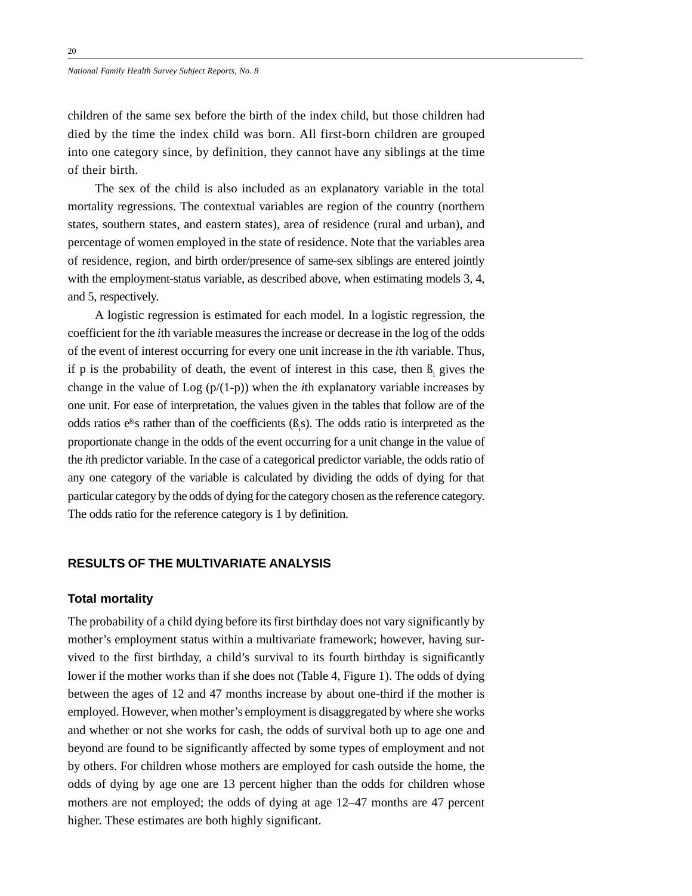children of the same sex before the birth of the index child, but those children had died by the time the index child was born. All first-born children are grouped into one category since, by definition, they cannot have any siblings at the time of their birth.

The sex of the child is also included as an explanatory variable in the total mortality regressions. The contextual variables are region of the country (northern states, southern states, and eastern states), area of residence (rural and urban), and percentage of women employed in the state of residence. Note that the variables area of residence, region, and birth order/presence of same-sex siblings are entered jointly with the employment-status variable, as described above, when estimating models 3, 4, and 5, respectively.

A logistic regression is estimated for each model. In a logistic regression, the coefficient for the *i*th variable measures the increase or decrease in the log of the odds of the event of interest occurring for every one unit increase in the *i*th variable. Thus, if p is the probability of death, the event of interest in this case, then $ß_i$ gives the change in the value of Log (p/(1-p)) when the *i*th explanatory variable increases by one unit. For ease of interpretation, the values given in the tables that follow are of the odds ratios $e^{ß_i}$s rather than of the coefficients ($ß_i$s). The odds ratio is interpreted as the proportionate change in the odds of the event occurring for a unit change in the value of the *i*th predictor variable. In the case of a categorical predictor variable, the odds ratio of any one category of the variable is calculated by dividing the odds of dying for that particular category by the odds of dying for the category chosen as the reference category. The odds ratio for the reference category is 1 by definition.

## RESULTS OF THE MULTIVARIATE ANALYSIS

### Total mortality

The probability of a child dying before its first birthday does not vary significantly by mother's employment status within a multivariate framework; however, having survived to the first birthday, a child's survival to its fourth birthday is significantly lower if the mother works than if she does not (Table 4, Figure 1). The odds of dying between the ages of 12 and 47 months increase by about one-third if the mother is employed. However, when mother's employment is disaggregated by where she works and whether or not she works for cash, the odds of survival both up to age one and beyond are found to be significantly affected by some types of employment and not by others. For children whose mothers are employed for cash outside the home, the odds of dying by age one are 13 percent higher than the odds for children whose mothers are not employed; the odds of dying at age 12–47 months are 47 percent higher. These estimates are both highly significant.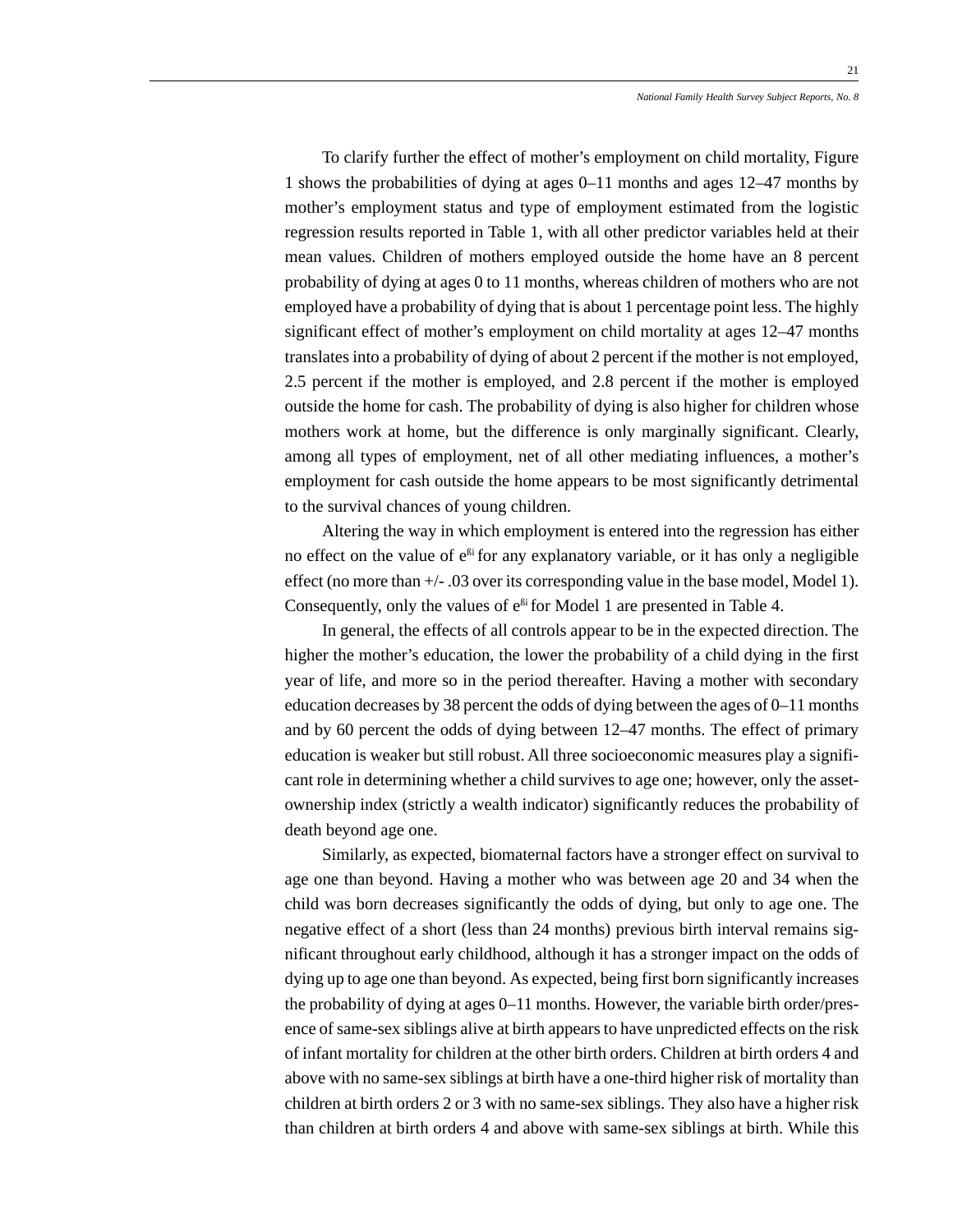To clarify further the effect of mother's employment on child mortality, Figure 1 shows the probabilities of dying at ages 0–11 months and ages 12–47 months by mother's employment status and type of employment estimated from the logistic regression results reported in Table 1, with all other predictor variables held at their mean values. Children of mothers employed outside the home have an 8 percent probability of dying at ages 0 to 11 months, whereas children of mothers who are not employed have a probability of dying that is about 1 percentage point less. The highly significant effect of mother's employment on child mortality at ages 12–47 months translates into a probability of dying of about 2 percent if the mother is not employed, 2.5 percent if the mother is employed, and 2.8 percent if the mother is employed outside the home for cash. The probability of dying is also higher for children whose mothers work at home, but the difference is only marginally significant. Clearly, among all types of employment, net of all other mediating influences, a mother's employment for cash outside the home appears to be most significantly detrimental to the survival chances of young children.

Altering the way in which employment is entered into the regression has either no effect on the value of $e^{\beta i}$ for any explanatory variable, or it has only a negligible effect (no more than +/- .03 over its corresponding value in the base model, Model 1). Consequently, only the values of $e^{\beta i}$ for Model 1 are presented in Table 4.

In general, the effects of all controls appear to be in the expected direction. The higher the mother's education, the lower the probability of a child dying in the first year of life, and more so in the period thereafter. Having a mother with secondary education decreases by 38 percent the odds of dying between the ages of 0–11 months and by 60 percent the odds of dying between 12–47 months. The effect of primary education is weaker but still robust. All three socioeconomic measures play a significant role in determining whether a child survives to age one; however, only the asset-ownership index (strictly a wealth indicator) significantly reduces the probability of death beyond age one.

Similarly, as expected, biomaternal factors have a stronger effect on survival to age one than beyond. Having a mother who was between age 20 and 34 when the child was born decreases significantly the odds of dying, but only to age one. The negative effect of a short (less than 24 months) previous birth interval remains significant throughout early childhood, although it has a stronger impact on the odds of dying up to age one than beyond. As expected, being first born significantly increases the probability of dying at ages 0–11 months. However, the variable birth order/presence of same-sex siblings alive at birth appears to have unpredicted effects on the risk of infant mortality for children at the other birth orders. Children at birth orders 4 and above with no same-sex siblings at birth have a one-third higher risk of mortality than children at birth orders 2 or 3 with no same-sex siblings. They also have a higher risk than children at birth orders 4 and above with same-sex siblings at birth. While this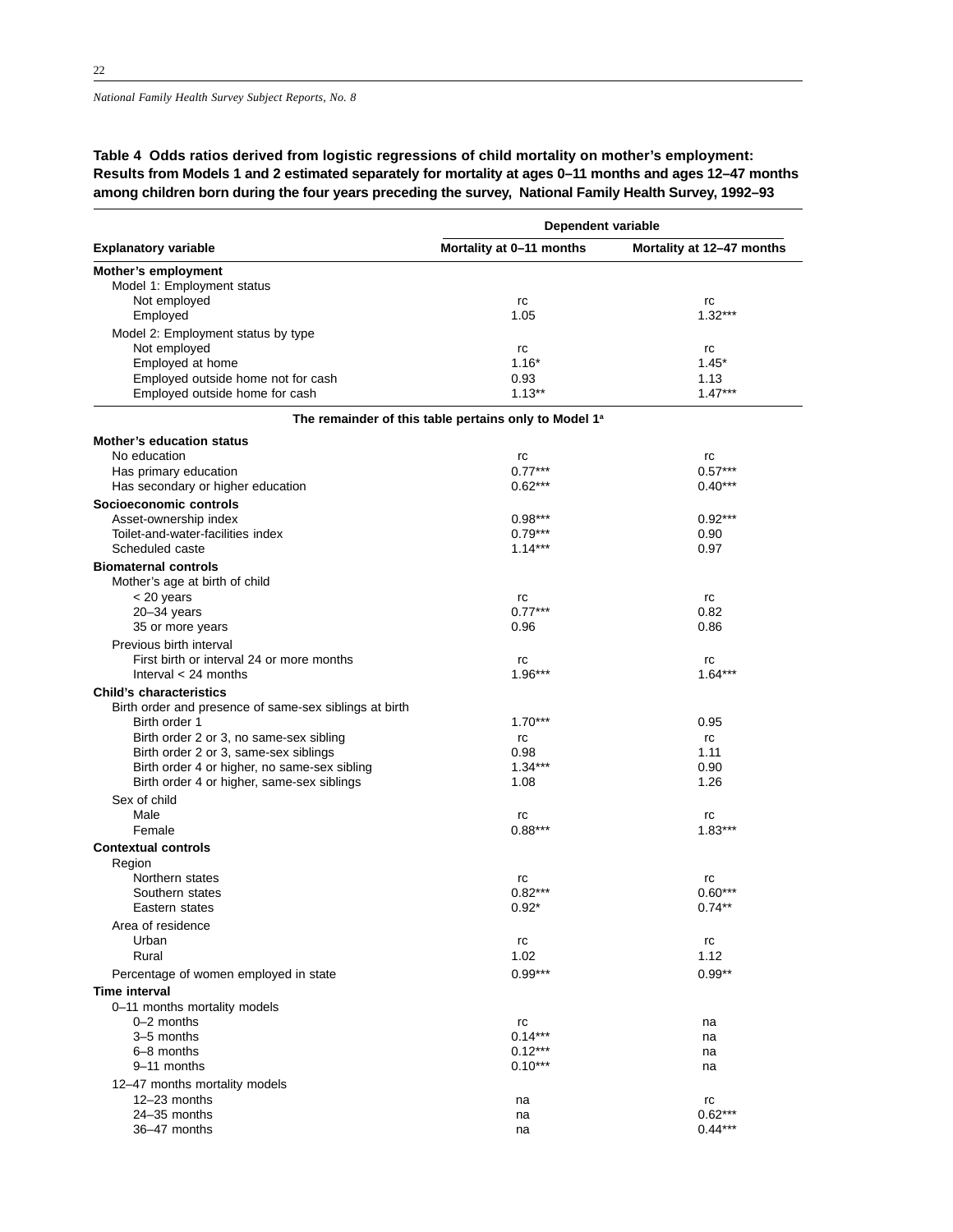**Table 4 Odds ratios derived from logistic regressions of child mortality on mother's employment: Results from Models 1 and 2 estimated separately for mortality at ages 0–11 months and ages 12–47 months among children born during the four years preceding the survey, National Family Health Survey, 1992–93**

| Explanatory variable | Dependent variable: Mortality at 0–11 months | Dependent variable: Mortality at 12–47 months |
|---|---|---|
| **Mother's employment** | | |
| Model 1: Employment status | | |
| Not employed | rc | rc |
| Employed | 1.05 | 1.32*** |
| Model 2: Employment status by type | | |
| Not employed | rc | rc |
| Employed at home | 1.16* | 1.45* |
| Employed outside home not for cash | 0.93 | 1.13 |
| Employed outside home for cash | 1.13** | 1.47*** |
| **The remainder of this table pertains only to Model 1[a]** | | |
| **Mother's education status** | | |
| No education | rc | rc |
| Has primary education | 0.77*** | 0.57*** |
| Has secondary or higher education | 0.62*** | 0.40*** |
| **Socioeconomic controls** | | |
| Asset-ownership index | 0.98*** | 0.92*** |
| Toilet-and-water-facilities index | 0.79*** | 0.90 |
| Scheduled caste | 1.14*** | 0.97 |
| **Biomaternal controls** | | |
| Mother's age at birth of child | | |
| < 20 years | rc | rc |
| 20–34 years | 0.77*** | 0.82 |
| 35 or more years | 0.96 | 0.86 |
| Previous birth interval | | |
| First birth or interval 24 or more months | rc | rc |
| Interval < 24 months | 1.96*** | 1.64*** |
| **Child's characteristics** | | |
| Birth order and presence of same-sex siblings at birth | | |
| Birth order 1 | 1.70*** | 0.95 |
| Birth order 2 or 3, no same-sex sibling | rc | rc |
| Birth order 2 or 3, same-sex siblings | 0.98 | 1.11 |
| Birth order 4 or higher, no same-sex sibling | 1.34*** | 0.90 |
| Birth order 4 or higher, same-sex siblings | 1.08 | 1.26 |
| Sex of child | | |
| Male | rc | rc |
| Female | 0.88*** | 1.83*** |
| **Contextual controls** | | |
| Region | | |
| Northern states | rc | rc |
| Southern states | 0.82*** | 0.60*** |
| Eastern states | 0.92* | 0.74** |
| Area of residence | | |
| Urban | rc | rc |
| Rural | 1.02 | 1.12 |
| Percentage of women employed in state | 0.99*** | 0.99** |
| **Time interval** | | |
| 0–11 months mortality models | | |
| 0–2 months | rc | na |
| 3–5 months | 0.14*** | na |
| 6–8 months | 0.12*** | na |
| 9–11 months | 0.10*** | na |
| 12–47 months mortality models | | |
| 12–23 months | na | rc |
| 24–35 months | na | 0.62*** |
| 36–47 months | na | 0.44*** |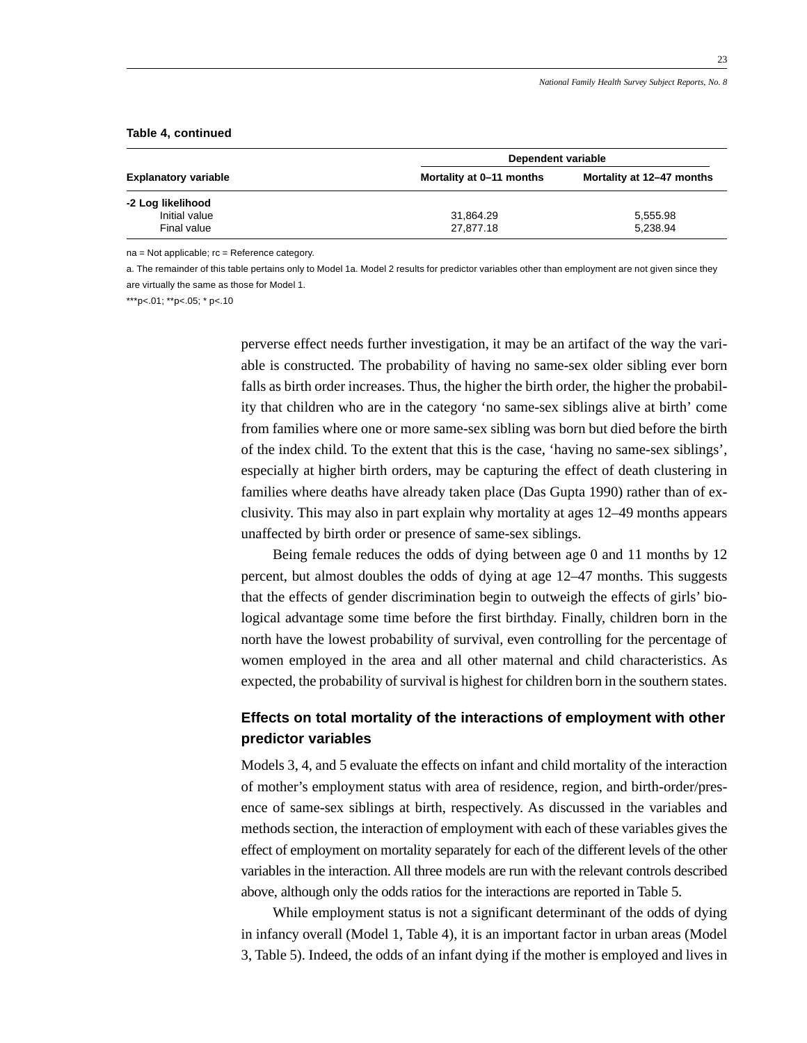**Table 4, continued**

| Explanatory variable | Dependent variable | |
|---|---|---|
| | Mortality at 0–11 months | Mortality at 12–47 months |
| **-2 Log likelihood** | | |
| Initial value | 31,864.29 | 5,555.98 |
| Final value | 27,877.18 | 5,238.94 |

na = Not applicable; rc = Reference category.

a. The remainder of this table pertains only to Model 1a. Model 2 results for predictor variables other than employment are not given since they are virtually the same as those for Model 1.

***p<.01; **p<.05; * p<.10

perverse effect needs further investigation, it may be an artifact of the way the variable is constructed. The probability of having no same-sex older sibling ever born falls as birth order increases. Thus, the higher the birth order, the higher the probability that children who are in the category 'no same-sex siblings alive at birth' come from families where one or more same-sex sibling was born but died before the birth of the index child. To the extent that this is the case, 'having no same-sex siblings', especially at higher birth orders, may be capturing the effect of death clustering in families where deaths have already taken place (Das Gupta 1990) rather than of exclusivity. This may also in part explain why mortality at ages 12–49 months appears unaffected by birth order or presence of same-sex siblings.

Being female reduces the odds of dying between age 0 and 11 months by 12 percent, but almost doubles the odds of dying at age 12–47 months. This suggests that the effects of gender discrimination begin to outweigh the effects of girls' biological advantage some time before the first birthday. Finally, children born in the north have the lowest probability of survival, even controlling for the percentage of women employed in the area and all other maternal and child characteristics. As expected, the probability of survival is highest for children born in the southern states.

## Effects on total mortality of the interactions of employment with other predictor variables

Models 3, 4, and 5 evaluate the effects on infant and child mortality of the interaction of mother's employment status with area of residence, region, and birth-order/presence of same-sex siblings at birth, respectively. As discussed in the variables and methods section, the interaction of employment with each of these variables gives the effect of employment on mortality separately for each of the different levels of the other variables in the interaction. All three models are run with the relevant controls described above, although only the odds ratios for the interactions are reported in Table 5.

While employment status is not a significant determinant of the odds of dying in infancy overall (Model 1, Table 4), it is an important factor in urban areas (Model 3, Table 5). Indeed, the odds of an infant dying if the mother is employed and lives in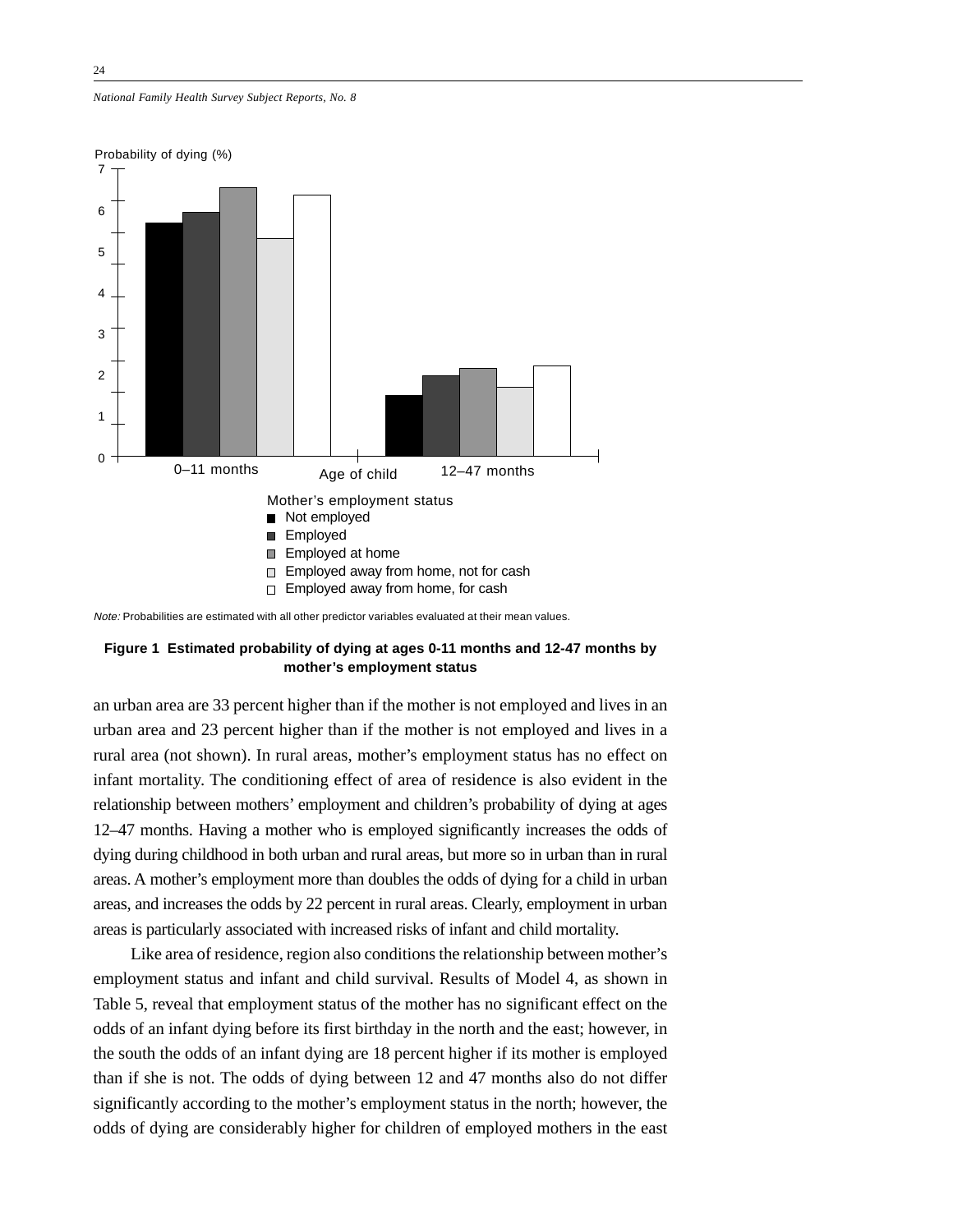Probability of dying (%)

Mother's employment status
- Not employed
- Employed
- Employed at home
- Employed away from home, not for cash
- Employed away from home, for cash

*Note:* Probabilities are estimated with all other predictor variables evaluated at their mean values.

**Figure 1 Estimated probability of dying at ages 0-11 months and 12-47 months by mother's employment status**

an urban area are 33 percent higher than if the mother is not employed and lives in an urban area and 23 percent higher than if the mother is not employed and lives in a rural area (not shown). In rural areas, mother's employment status has no effect on infant mortality. The conditioning effect of area of residence is also evident in the relationship between mothers' employment and children's probability of dying at ages 12–47 months. Having a mother who is employed significantly increases the odds of dying during childhood in both urban and rural areas, but more so in urban than in rural areas. A mother's employment more than doubles the odds of dying for a child in urban areas, and increases the odds by 22 percent in rural areas. Clearly, employment in urban areas is particularly associated with increased risks of infant and child mortality.

Like area of residence, region also conditions the relationship between mother's employment status and infant and child survival. Results of Model 4, as shown in Table 5, reveal that employment status of the mother has no significant effect on the odds of an infant dying before its first birthday in the north and the east; however, in the south the odds of an infant dying are 18 percent higher if its mother is employed than if she is not. The odds of dying between 12 and 47 months also do not differ significantly according to the mother's employment status in the north; however, the odds of dying are considerably higher for children of employed mothers in the east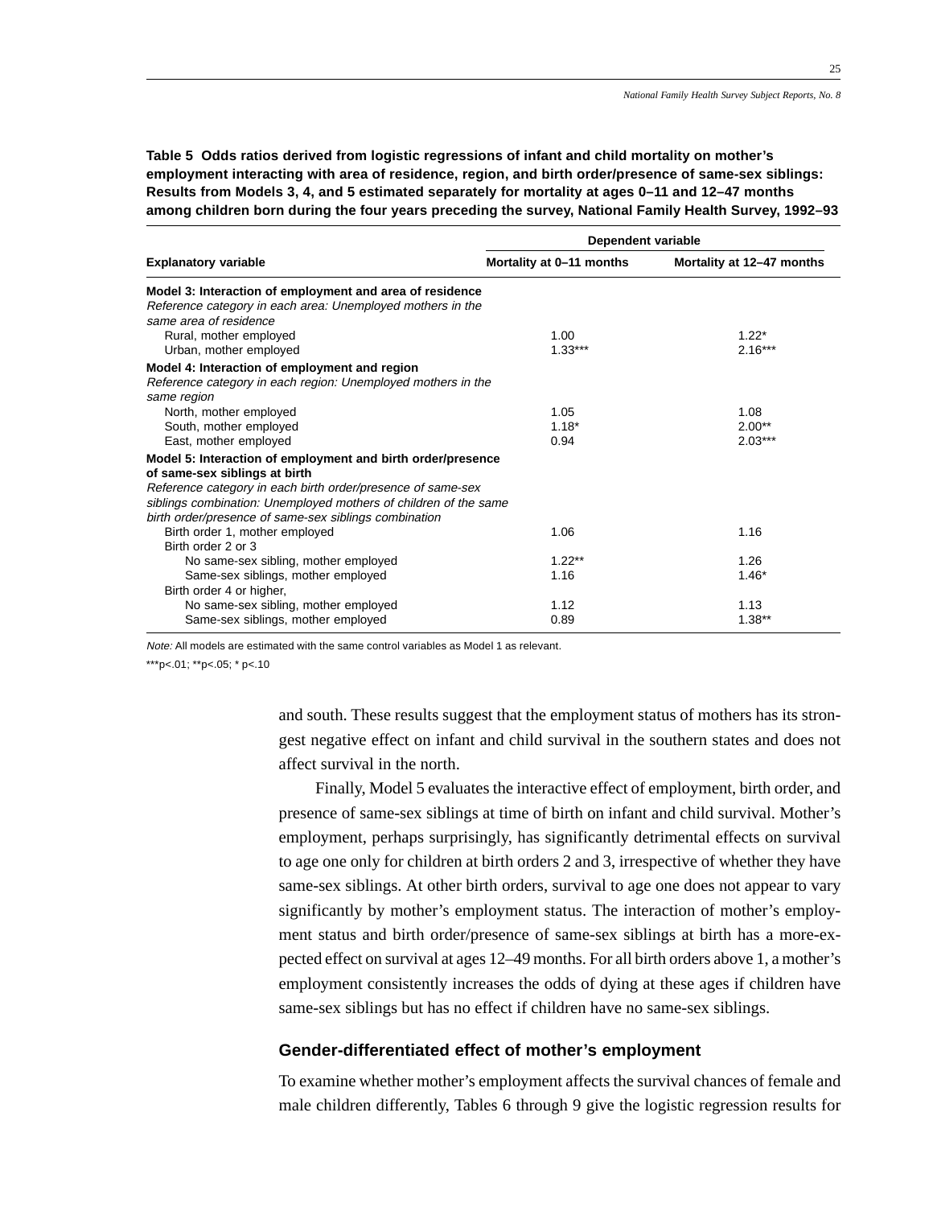**Table 5 Odds ratios derived from logistic regressions of infant and child mortality on mother's employment interacting with area of residence, region, and birth order/presence of same-sex siblings: Results from Models 3, 4, and 5 estimated separately for mortality at ages 0–11 and 12–47 months among children born during the four years preceding the survey, National Family Health Survey, 1992–93**

| Explanatory variable | Dependent variable | |
|---|---|---|
| | Mortality at 0–11 months | Mortality at 12–47 months |
| **Model 3: Interaction of employment and area of residence** | | |
| *Reference category in each area: Unemployed mothers in the same area of residence* | | |
| Rural, mother employed | 1.00 | 1.22* |
| Urban, mother employed | 1.33*** | 2.16*** |
| **Model 4: Interaction of employment and region** | | |
| *Reference category in each region: Unemployed mothers in the same region* | | |
| North, mother employed | 1.05 | 1.08 |
| South, mother employed | 1.18* | 2.00** |
| East, mother employed | 0.94 | 2.03*** |
| **Model 5: Interaction of employment and birth order/presence of same-sex siblings at birth** | | |
| *Reference category in each birth order/presence of same-sex siblings combination: Unemployed mothers of children of the same birth order/presence of same-sex siblings combination* | | |
| Birth order 1, mother employed | 1.06 | 1.16 |
| Birth order 2 or 3 | | |
| No same-sex sibling, mother employed | 1.22** | 1.26 |
| Same-sex siblings, mother employed | 1.16 | 1.46* |
| Birth order 4 or higher, | | |
| No same-sex sibling, mother employed | 1.12 | 1.13 |
| Same-sex siblings, mother employed | 0.89 | 1.38** |

*Note:* All models are estimated with the same control variables as Model 1 as relevant.

***p<.01; **p<.05; * p<.10

and south. These results suggest that the employment status of mothers has its strongest negative effect on infant and child survival in the southern states and does not affect survival in the north.

Finally, Model 5 evaluates the interactive effect of employment, birth order, and presence of same-sex siblings at time of birth on infant and child survival. Mother's employment, perhaps surprisingly, has significantly detrimental effects on survival to age one only for children at birth orders 2 and 3, irrespective of whether they have same-sex siblings. At other birth orders, survival to age one does not appear to vary significantly by mother's employment status. The interaction of mother's employment status and birth order/presence of same-sex siblings at birth has a more-expected effect on survival at ages 12–49 months. For all birth orders above 1, a mother's employment consistently increases the odds of dying at these ages if children have same-sex siblings but has no effect if children have no same-sex siblings.

## Gender-differentiated effect of mother's employment

To examine whether mother's employment affects the survival chances of female and male children differently, Tables 6 through 9 give the logistic regression results for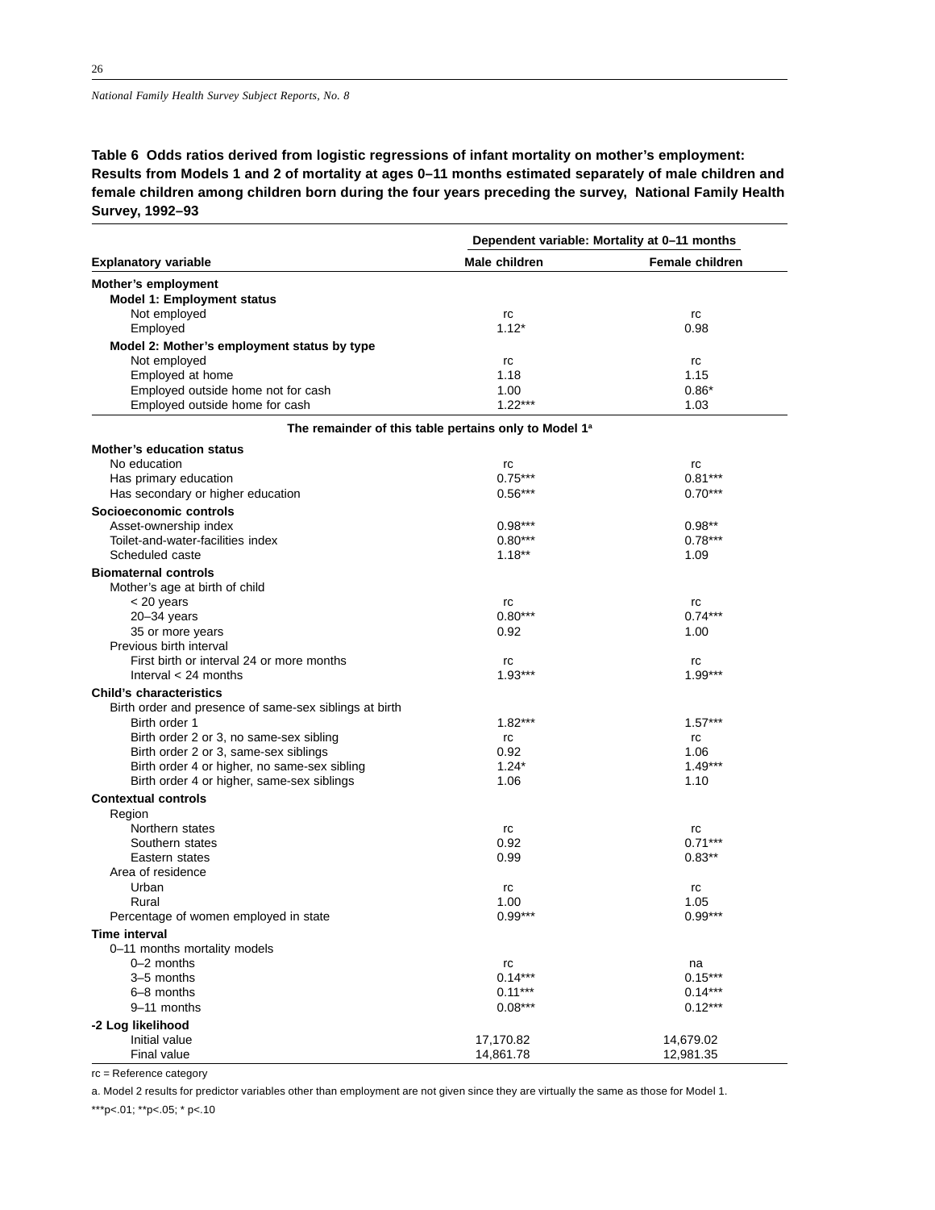**Table 6 Odds ratios derived from logistic regressions of infant mortality on mother's employment: Results from Models 1 and 2 of mortality at ages 0–11 months estimated separately of male children and female children among children born during the four years preceding the survey, National Family Health Survey, 1992–93**

| Explanatory variable | Dependent variable: Mortality at 0–11 months | |
|---|---|---|
| | Male children | Female children |
| **Mother's employment** | | |
| **Model 1: Employment status** | | |
| Not employed | rc | rc |
| Employed | 1.12* | 0.98 |
| **Model 2: Mother's employment status by type** | | |
| Not employed | rc | rc |
| Employed at home | 1.18 | 1.15 |
| Employed outside home not for cash | 1.00 | 0.86* |
| Employed outside home for cash | 1.22*** | 1.03 |
| **The remainder of this table pertains only to Model 1[a]** | | |
| **Mother's education status** | | |
| No education | rc | rc |
| Has primary education | 0.75*** | 0.81*** |
| Has secondary or higher education | 0.56*** | 0.70*** |
| **Socioeconomic controls** | | |
| Asset-ownership index | 0.98*** | 0.98** |
| Toilet-and-water-facilities index | 0.80*** | 0.78*** |
| Scheduled caste | 1.18** | 1.09 |
| **Biomaternal controls** | | |
| Mother's age at birth of child | | |
| < 20 years | rc | rc |
| 20–34 years | 0.80*** | 0.74*** |
| 35 or more years | 0.92 | 1.00 |
| Previous birth interval | | |
| First birth or interval 24 or more months | rc | rc |
| Interval < 24 months | 1.93*** | 1.99*** |
| **Child's characteristics** | | |
| Birth order and presence of same-sex siblings at birth | | |
| Birth order 1 | 1.82*** | 1.57*** |
| Birth order 2 or 3, no same-sex sibling | rc | rc |
| Birth order 2 or 3, same-sex siblings | 0.92 | 1.06 |
| Birth order 4 or higher, no same-sex sibling | 1.24* | 1.49*** |
| Birth order 4 or higher, same-sex siblings | 1.06 | 1.10 |
| **Contextual controls** | | |
| Region | | |
| Northern states | rc | rc |
| Southern states | 0.92 | 0.71*** |
| Eastern states | 0.99 | 0.83** |
| Area of residence | | |
| Urban | rc | rc |
| Rural | 1.00 | 1.05 |
| Percentage of women employed in state | 0.99*** | 0.99*** |
| **Time interval** | | |
| 0–11 months mortality models | | |
| 0–2 months | rc | na |
| 3–5 months | 0.14*** | 0.15*** |
| 6–8 months | 0.11*** | 0.14*** |
| 9–11 months | 0.08*** | 0.12*** |
| **-2 Log likelihood** | | |
| Initial value | 17,170.82 | 14,679.02 |
| Final value | 14,861.78 | 12,981.35 |

rc = Reference category

a. Model 2 results for predictor variables other than employment are not given since they are virtually the same as those for Model 1.

***p<.01; **p<.05; * p<.10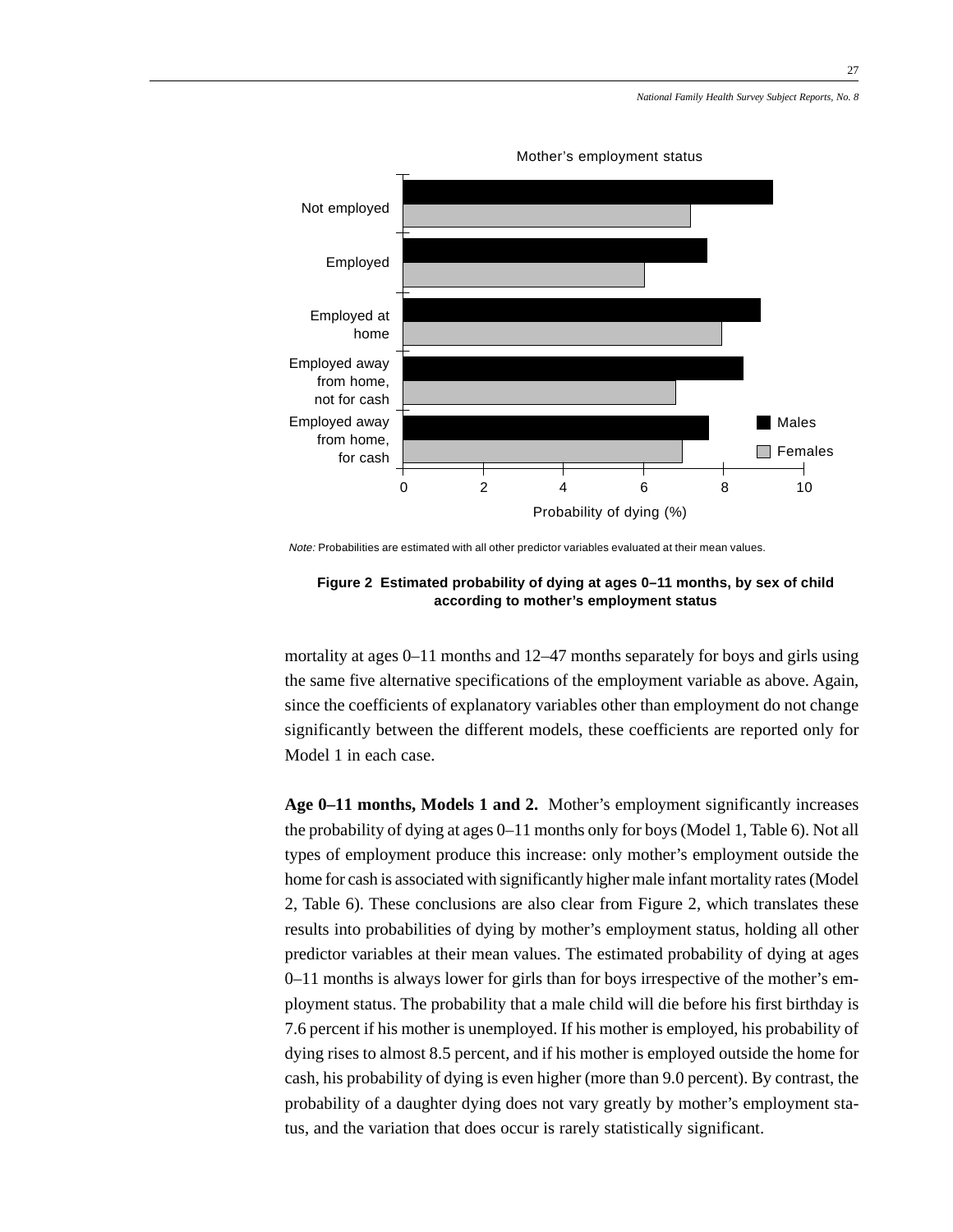Note: Probabilities are estimated with all other predictor variables evaluated at their mean values.

**Figure 2 Estimated probability of dying at ages 0–11 months, by sex of child according to mother's employment status**

mortality at ages 0–11 months and 12–47 months separately for boys and girls using the same five alternative specifications of the employment variable as above. Again, since the coefficients of explanatory variables other than employment do not change significantly between the different models, these coefficients are reported only for Model 1 in each case.

**Age 0–11 months, Models 1 and 2.** Mother's employment significantly increases the probability of dying at ages 0–11 months only for boys (Model 1, Table 6). Not all types of employment produce this increase: only mother's employment outside the home for cash is associated with significantly higher male infant mortality rates (Model 2, Table 6). These conclusions are also clear from Figure 2, which translates these results into probabilities of dying by mother's employment status, holding all other predictor variables at their mean values. The estimated probability of dying at ages 0–11 months is always lower for girls than for boys irrespective of the mother's employment status. The probability that a male child will die before his first birthday is 7.6 percent if his mother is unemployed. If his mother is employed, his probability of dying rises to almost 8.5 percent, and if his mother is employed outside the home for cash, his probability of dying is even higher (more than 9.0 percent). By contrast, the probability of a daughter dying does not vary greatly by mother's employment status, and the variation that does occur is rarely statistically significant.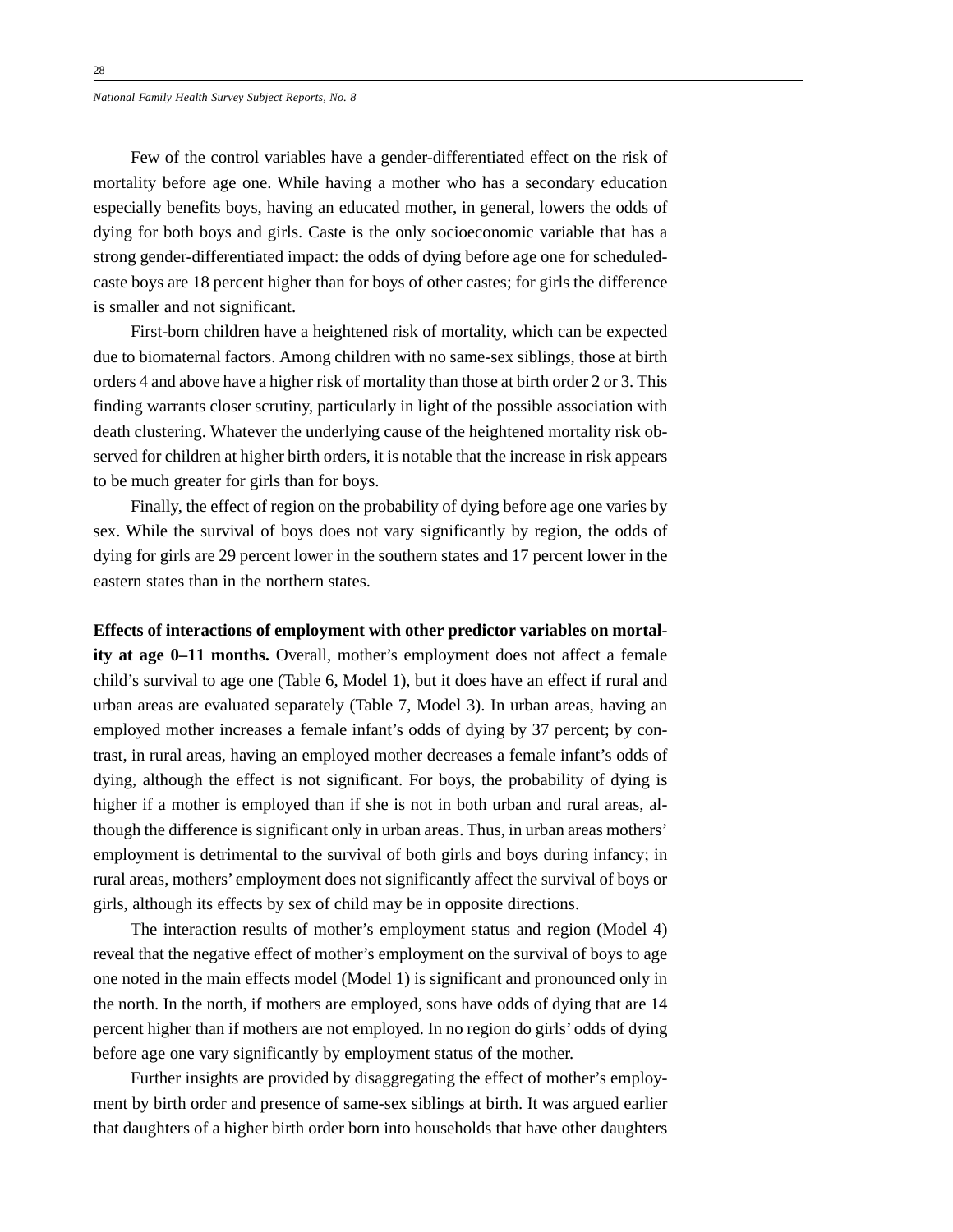Few of the control variables have a gender-differentiated effect on the risk of mortality before age one. While having a mother who has a secondary education especially benefits boys, having an educated mother, in general, lowers the odds of dying for both boys and girls. Caste is the only socioeconomic variable that has a strong gender-differentiated impact: the odds of dying before age one for scheduled-caste boys are 18 percent higher than for boys of other castes; for girls the difference is smaller and not significant.

First-born children have a heightened risk of mortality, which can be expected due to biomaternal factors. Among children with no same-sex siblings, those at birth orders 4 and above have a higher risk of mortality than those at birth order 2 or 3. This finding warrants closer scrutiny, particularly in light of the possible association with death clustering. Whatever the underlying cause of the heightened mortality risk observed for children at higher birth orders, it is notable that the increase in risk appears to be much greater for girls than for boys.

Finally, the effect of region on the probability of dying before age one varies by sex. While the survival of boys does not vary significantly by region, the odds of dying for girls are 29 percent lower in the southern states and 17 percent lower in the eastern states than in the northern states.

**Effects of interactions of employment with other predictor variables on mortality at age 0–11 months.** Overall, mother's employment does not affect a female child's survival to age one (Table 6, Model 1), but it does have an effect if rural and urban areas are evaluated separately (Table 7, Model 3). In urban areas, having an employed mother increases a female infant's odds of dying by 37 percent; by contrast, in rural areas, having an employed mother decreases a female infant's odds of dying, although the effect is not significant. For boys, the probability of dying is higher if a mother is employed than if she is not in both urban and rural areas, although the difference is significant only in urban areas. Thus, in urban areas mothers' employment is detrimental to the survival of both girls and boys during infancy; in rural areas, mothers' employment does not significantly affect the survival of boys or girls, although its effects by sex of child may be in opposite directions.

The interaction results of mother's employment status and region (Model 4) reveal that the negative effect of mother's employment on the survival of boys to age one noted in the main effects model (Model 1) is significant and pronounced only in the north. In the north, if mothers are employed, sons have odds of dying that are 14 percent higher than if mothers are not employed. In no region do girls' odds of dying before age one vary significantly by employment status of the mother.

Further insights are provided by disaggregating the effect of mother's employment by birth order and presence of same-sex siblings at birth. It was argued earlier that daughters of a higher birth order born into households that have other daughters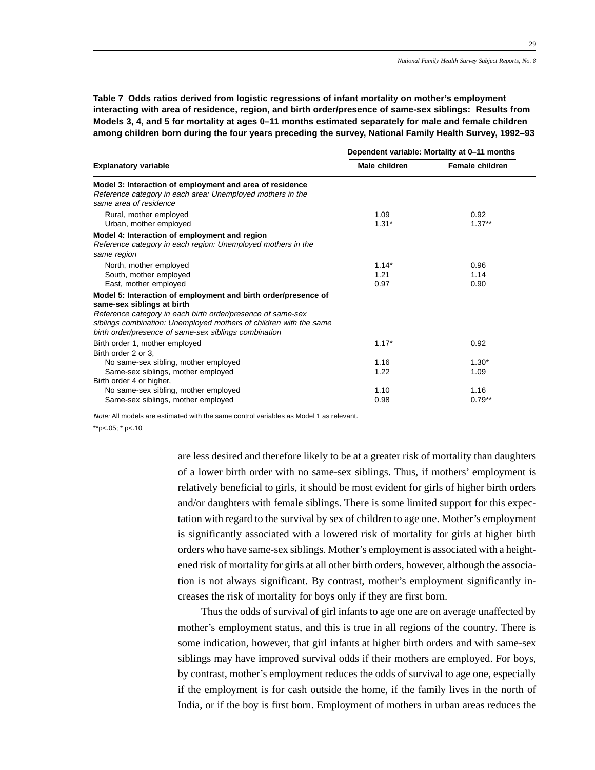**Table 7 Odds ratios derived from logistic regressions of infant mortality on mother's employment interacting with area of residence, region, and birth order/presence of same-sex siblings: Results from Models 3, 4, and 5 for mortality at ages 0–11 months estimated separately for male and female children among children born during the four years preceding the survey, National Family Health Survey, 1992–93**

| Explanatory variable | Dependent variable: Mortality at 0–11 months | |
|---|---|---|
| | Male children | Female children |
| **Model 3: Interaction of employment and area of residence** *Reference category in each area: Unemployed mothers in the same area of residence* | | |
| Rural, mother employed | 1.09 | 0.92 |
| Urban, mother employed | 1.31* | 1.37** |
| **Model 4: Interaction of employment and region** *Reference category in each region: Unemployed mothers in the same region* | | |
| North, mother employed | 1.14* | 0.96 |
| South, mother employed | 1.21 | 1.14 |
| East, mother employed | 0.97 | 0.90 |
| **Model 5: Interaction of employment and birth order/presence of same-sex siblings at birth** *Reference category in each birth order/presence of same-sex siblings combination: Unemployed mothers of children with the same birth order/presence of same-sex siblings combination* | | |
| Birth order 1, mother employed | 1.17* | 0.92 |
| Birth order 2 or 3, | | |
| No same-sex sibling, mother employed | 1.16 | 1.30* |
| Same-sex siblings, mother employed | 1.22 | 1.09 |
| Birth order 4 or higher, | | |
| No same-sex sibling, mother employed | 1.10 | 1.16 |
| Same-sex siblings, mother employed | 0.98 | 0.79** |

*Note:* All models are estimated with the same control variables as Model 1 as relevant.

**p<.05; * p<.10

are less desired and therefore likely to be at a greater risk of mortality than daughters of a lower birth order with no same-sex siblings. Thus, if mothers' employment is relatively beneficial to girls, it should be most evident for girls of higher birth orders and/or daughters with female siblings. There is some limited support for this expectation with regard to the survival by sex of children to age one. Mother's employment is significantly associated with a lowered risk of mortality for girls at higher birth orders who have same-sex siblings. Mother's employment is associated with a heightened risk of mortality for girls at all other birth orders, however, although the association is not always significant. By contrast, mother's employment significantly increases the risk of mortality for boys only if they are first born.

Thus the odds of survival of girl infants to age one are on average unaffected by mother's employment status, and this is true in all regions of the country. There is some indication, however, that girl infants at higher birth orders and with same-sex siblings may have improved survival odds if their mothers are employed. For boys, by contrast, mother's employment reduces the odds of survival to age one, especially if the employment is for cash outside the home, if the family lives in the north of India, or if the boy is first born. Employment of mothers in urban areas reduces the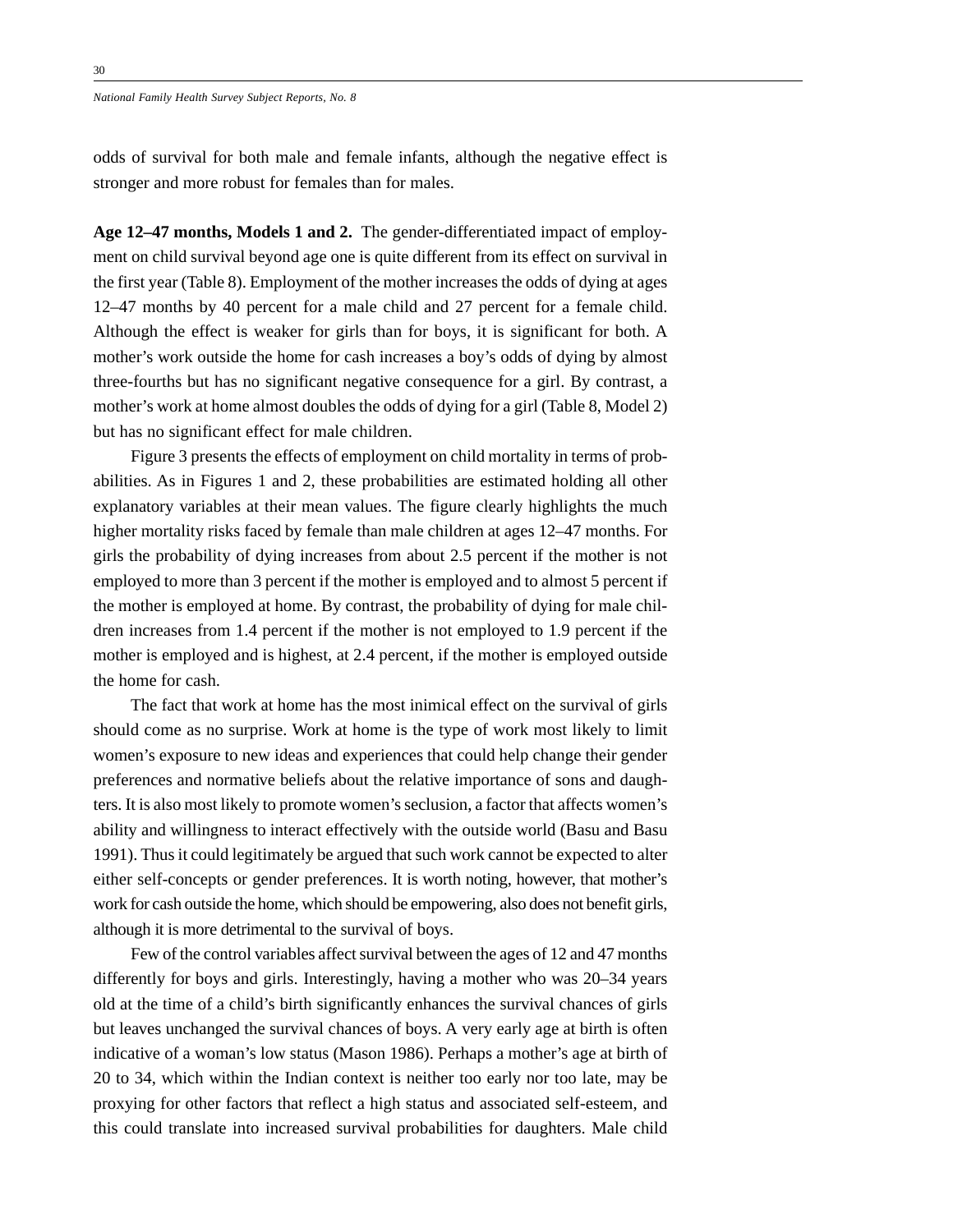odds of survival for both male and female infants, although the negative effect is stronger and more robust for females than for males.

**Age 12–47 months, Models 1 and 2.** The gender-differentiated impact of employment on child survival beyond age one is quite different from its effect on survival in the first year (Table 8). Employment of the mother increases the odds of dying at ages 12–47 months by 40 percent for a male child and 27 percent for a female child. Although the effect is weaker for girls than for boys, it is significant for both. A mother's work outside the home for cash increases a boy's odds of dying by almost three-fourths but has no significant negative consequence for a girl. By contrast, a mother's work at home almost doubles the odds of dying for a girl (Table 8, Model 2) but has no significant effect for male children.

Figure 3 presents the effects of employment on child mortality in terms of probabilities. As in Figures 1 and 2, these probabilities are estimated holding all other explanatory variables at their mean values. The figure clearly highlights the much higher mortality risks faced by female than male children at ages 12–47 months. For girls the probability of dying increases from about 2.5 percent if the mother is not employed to more than 3 percent if the mother is employed and to almost 5 percent if the mother is employed at home. By contrast, the probability of dying for male children increases from 1.4 percent if the mother is not employed to 1.9 percent if the mother is employed and is highest, at 2.4 percent, if the mother is employed outside the home for cash.

The fact that work at home has the most inimical effect on the survival of girls should come as no surprise. Work at home is the type of work most likely to limit women's exposure to new ideas and experiences that could help change their gender preferences and normative beliefs about the relative importance of sons and daughters. It is also most likely to promote women's seclusion, a factor that affects women's ability and willingness to interact effectively with the outside world (Basu and Basu 1991). Thus it could legitimately be argued that such work cannot be expected to alter either self-concepts or gender preferences. It is worth noting, however, that mother's work for cash outside the home, which should be empowering, also does not benefit girls, although it is more detrimental to the survival of boys.

Few of the control variables affect survival between the ages of 12 and 47 months differently for boys and girls. Interestingly, having a mother who was 20–34 years old at the time of a child's birth significantly enhances the survival chances of girls but leaves unchanged the survival chances of boys. A very early age at birth is often indicative of a woman's low status (Mason 1986). Perhaps a mother's age at birth of 20 to 34, which within the Indian context is neither too early nor too late, may be proxying for other factors that reflect a high status and associated self-esteem, and this could translate into increased survival probabilities for daughters. Male child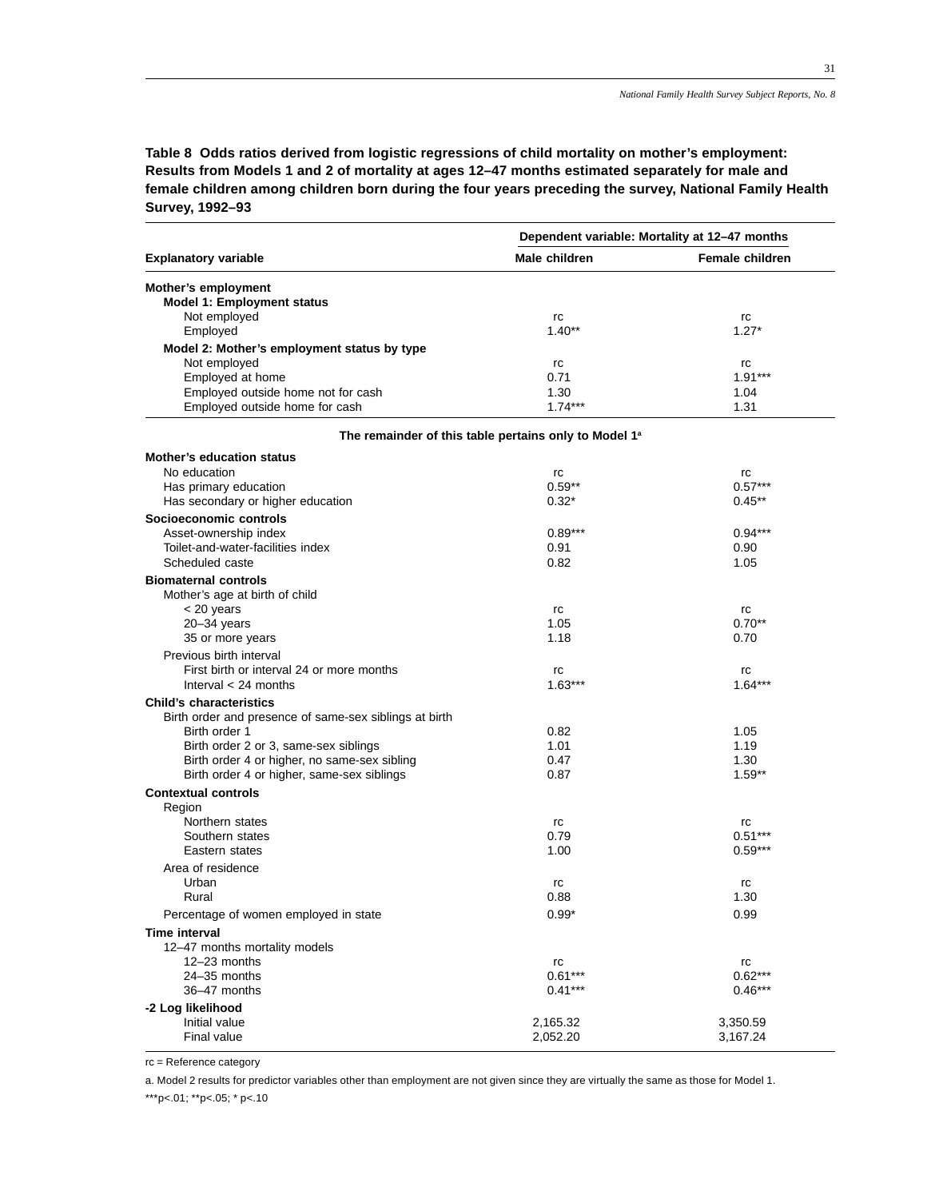**Table 8 Odds ratios derived from logistic regressions of child mortality on mother's employment: Results from Models 1 and 2 of mortality at ages 12–47 months estimated separately for male and female children among children born during the four years preceding the survey, National Family Health Survey, 1992–93**

| Explanatory variable | Dependent variable: Mortality at 12–47 months | |
|---|---|---|
| | **Male children** | **Female children** |
| **Mother's employment** | | |
| **Model 1: Employment status** | | |
| Not employed | rc | rc |
| Employed | 1.40** | 1.27* |
| **Model 2: Mother's employment status by type** | | |
| Not employed | rc | rc |
| Employed at home | 0.71 | 1.91*** |
| Employed outside home not for cash | 1.30 | 1.04 |
| Employed outside home for cash | 1.74*** | 1.31 |
| **The remainder of this table pertains only to Model 1[a]** | | |
| **Mother's education status** | | |
| No education | rc | rc |
| Has primary education | 0.59** | 0.57*** |
| Has secondary or higher education | 0.32* | 0.45** |
| **Socioeconomic controls** | | |
| Asset-ownership index | 0.89*** | 0.94*** |
| Toilet-and-water-facilities index | 0.91 | 0.90 |
| Scheduled caste | 0.82 | 1.05 |
| **Biomaternal controls** | | |
| Mother's age at birth of child | | |
| < 20 years | rc | rc |
| 20–34 years | 1.05 | 0.70** |
| 35 or more years | 1.18 | 0.70 |
| Previous birth interval | | |
| First birth or interval 24 or more months | rc | rc |
| Interval < 24 months | 1.63*** | 1.64*** |
| **Child's characteristics** | | |
| Birth order and presence of same-sex siblings at birth | | |
| Birth order 1 | 0.82 | 1.05 |
| Birth order 2 or 3, same-sex siblings | 1.01 | 1.19 |
| Birth order 4 or higher, no same-sex sibling | 0.47 | 1.30 |
| Birth order 4 or higher, same-sex siblings | 0.87 | 1.59** |
| **Contextual controls** | | |
| Region | | |
| Northern states | rc | rc |
| Southern states | 0.79 | 0.51*** |
| Eastern states | 1.00 | 0.59*** |
| Area of residence | | |
| Urban | rc | rc |
| Rural | 0.88 | 1.30 |
| Percentage of women employed in state | 0.99* | 0.99 |
| **Time interval** | | |
| 12–47 months mortality models | | |
| 12–23 months | rc | rc |
| 24–35 months | 0.61*** | 0.62*** |
| 36–47 months | 0.41*** | 0.46*** |
| **-2 Log likelihood** | | |
| Initial value | 2,165.32 | 3,350.59 |
| Final value | 2,052.20 | 3,167.24 |

rc = Reference category

a. Model 2 results for predictor variables other than employment are not given since they are virtually the same as those for Model 1.

***p<.01; **p<.05; * p<.10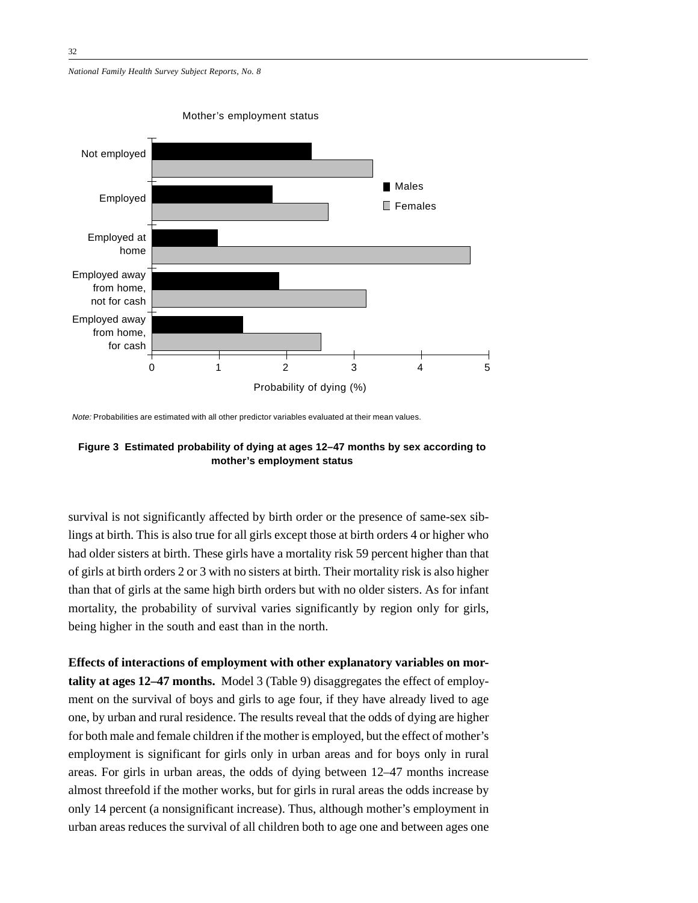Mother's employment status

Note: Probabilities are estimated with all other predictor variables evaluated at their mean values.

**Figure 3 Estimated probability of dying at ages 12–47 months by sex according to mother's employment status**

survival is not significantly affected by birth order or the presence of same-sex siblings at birth. This is also true for all girls except those at birth orders 4 or higher who had older sisters at birth. These girls have a mortality risk 59 percent higher than that of girls at birth orders 2 or 3 with no sisters at birth. Their mortality risk is also higher than that of girls at the same high birth orders but with no older sisters. As for infant mortality, the probability of survival varies significantly by region only for girls, being higher in the south and east than in the north.

**Effects of interactions of employment with other explanatory variables on mortality at ages 12–47 months.** Model 3 (Table 9) disaggregates the effect of employment on the survival of boys and girls to age four, if they have already lived to age one, by urban and rural residence. The results reveal that the odds of dying are higher for both male and female children if the mother is employed, but the effect of mother's employment is significant for girls only in urban areas and for boys only in rural areas. For girls in urban areas, the odds of dying between 12–47 months increase almost threefold if the mother works, but for girls in rural areas the odds increase by only 14 percent (a nonsignificant increase). Thus, although mother's employment in urban areas reduces the survival of all children both to age one and between ages one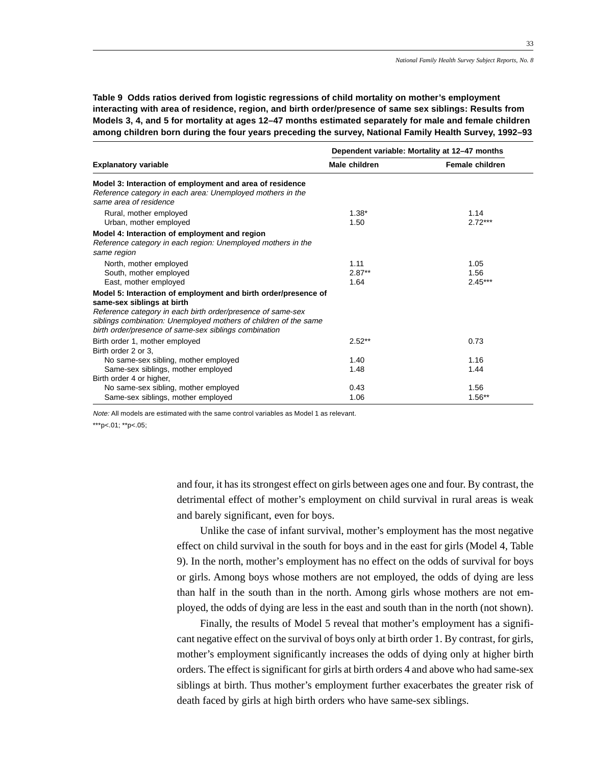**Table 9 Odds ratios derived from logistic regressions of child mortality on mother's employment interacting with area of residence, region, and birth order/presence of same sex siblings: Results from Models 3, 4, and 5 for mortality at ages 12–47 months estimated separately for male and female children among children born during the four years preceding the survey, National Family Health Survey, 1992–93**

| Explanatory variable | Dependent variable: Mortality at 12–47 months | |
|---|---|---|
| | Male children | Female children |
| **Model 3: Interaction of employment and area of residence** | | |
| *Reference category in each area: Unemployed mothers in the same area of residence* | | |
| Rural, mother employed | 1.38* | 1.14 |
| Urban, mother employed | 1.50 | 2.72*** |
| **Model 4: Interaction of employment and region** | | |
| *Reference category in each region: Unemployed mothers in the same region* | | |
| North, mother employed | 1.11 | 1.05 |
| South, mother employed | 2.87** | 1.56 |
| East, mother employed | 1.64 | 2.45*** |
| **Model 5: Interaction of employment and birth order/presence of same-sex siblings at birth** | | |
| *Reference category in each birth order/presence of same-sex siblings combination: Unemployed mothers of children of the same birth order/presence of same-sex siblings combination* | | |
| Birth order 1, mother employed | 2.52** | 0.73 |
| Birth order 2 or 3, | | |
| No same-sex sibling, mother employed | 1.40 | 1.16 |
| Same-sex siblings, mother employed | 1.48 | 1.44 |
| Birth order 4 or higher, | | |
| No same-sex sibling, mother employed | 0.43 | 1.56 |
| Same-sex siblings, mother employed | 1.06 | 1.56** |

*Note:* All models are estimated with the same control variables as Model 1 as relevant.

***p<.01; **p<.05;

and four, it has its strongest effect on girls between ages one and four. By contrast, the detrimental effect of mother's employment on child survival in rural areas is weak and barely significant, even for boys.

Unlike the case of infant survival, mother's employment has the most negative effect on child survival in the south for boys and in the east for girls (Model 4, Table 9). In the north, mother's employment has no effect on the odds of survival for boys or girls. Among boys whose mothers are not employed, the odds of dying are less than half in the south than in the north. Among girls whose mothers are not employed, the odds of dying are less in the east and south than in the north (not shown).

Finally, the results of Model 5 reveal that mother's employment has a significant negative effect on the survival of boys only at birth order 1. By contrast, for girls, mother's employment significantly increases the odds of dying only at higher birth orders. The effect is significant for girls at birth orders 4 and above who had same-sex siblings at birth. Thus mother's employment further exacerbates the greater risk of death faced by girls at high birth orders who have same-sex siblings.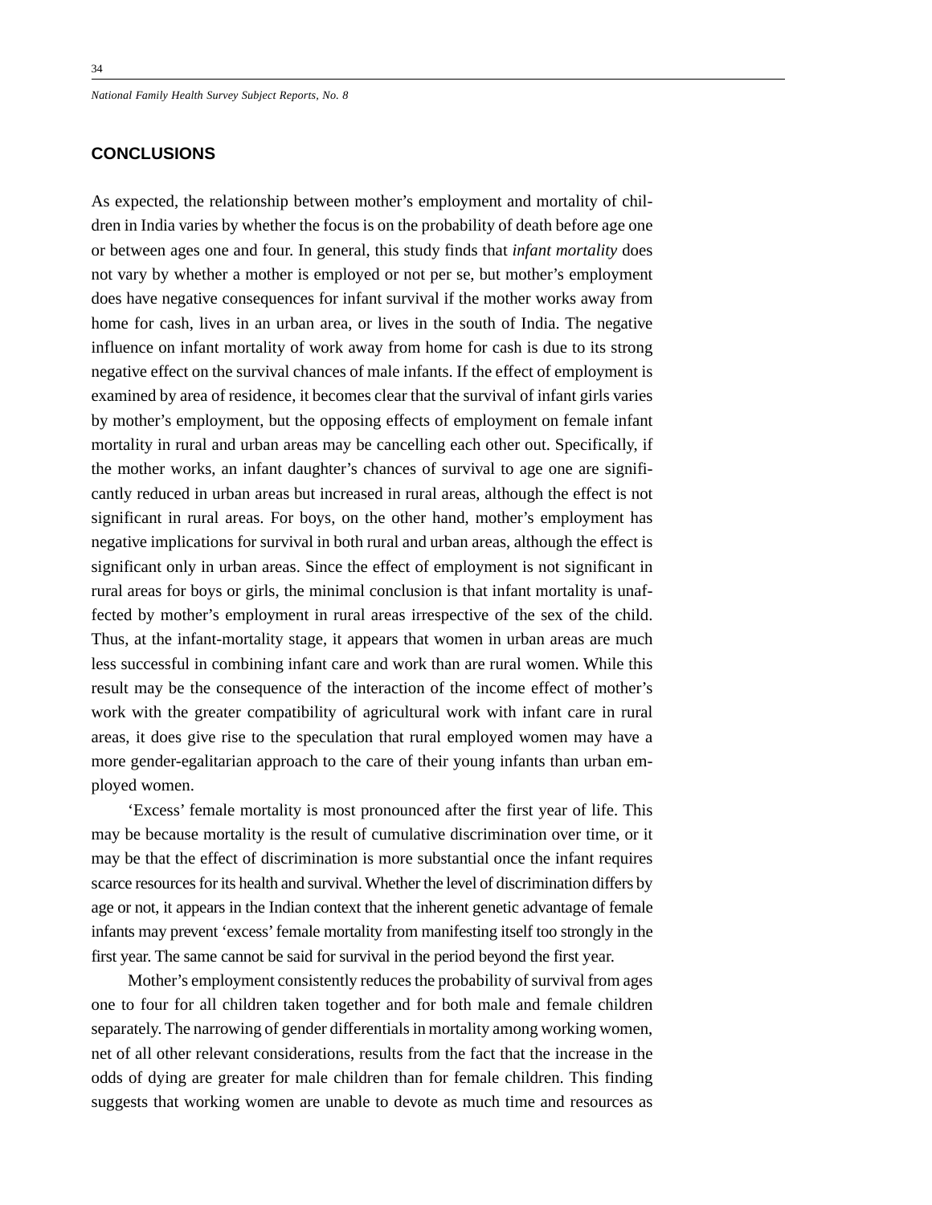## CONCLUSIONS

As expected, the relationship between mother's employment and mortality of children in India varies by whether the focus is on the probability of death before age one or between ages one and four. In general, this study finds that *infant mortality* does not vary by whether a mother is employed or not per se, but mother's employment does have negative consequences for infant survival if the mother works away from home for cash, lives in an urban area, or lives in the south of India. The negative influence on infant mortality of work away from home for cash is due to its strong negative effect on the survival chances of male infants. If the effect of employment is examined by area of residence, it becomes clear that the survival of infant girls varies by mother's employment, but the opposing effects of employment on female infant mortality in rural and urban areas may be cancelling each other out. Specifically, if the mother works, an infant daughter's chances of survival to age one are significantly reduced in urban areas but increased in rural areas, although the effect is not significant in rural areas. For boys, on the other hand, mother's employment has negative implications for survival in both rural and urban areas, although the effect is significant only in urban areas. Since the effect of employment is not significant in rural areas for boys or girls, the minimal conclusion is that infant mortality is unaffected by mother's employment in rural areas irrespective of the sex of the child. Thus, at the infant-mortality stage, it appears that women in urban areas are much less successful in combining infant care and work than are rural women. While this result may be the consequence of the interaction of the income effect of mother's work with the greater compatibility of agricultural work with infant care in rural areas, it does give rise to the speculation that rural employed women may have a more gender-egalitarian approach to the care of their young infants than urban employed women.

'Excess' female mortality is most pronounced after the first year of life. This may be because mortality is the result of cumulative discrimination over time, or it may be that the effect of discrimination is more substantial once the infant requires scarce resources for its health and survival. Whether the level of discrimination differs by age or not, it appears in the Indian context that the inherent genetic advantage of female infants may prevent 'excess' female mortality from manifesting itself too strongly in the first year. The same cannot be said for survival in the period beyond the first year.

Mother's employment consistently reduces the probability of survival from ages one to four for all children taken together and for both male and female children separately. The narrowing of gender differentials in mortality among working women, net of all other relevant considerations, results from the fact that the increase in the odds of dying are greater for male children than for female children. This finding suggests that working women are unable to devote as much time and resources as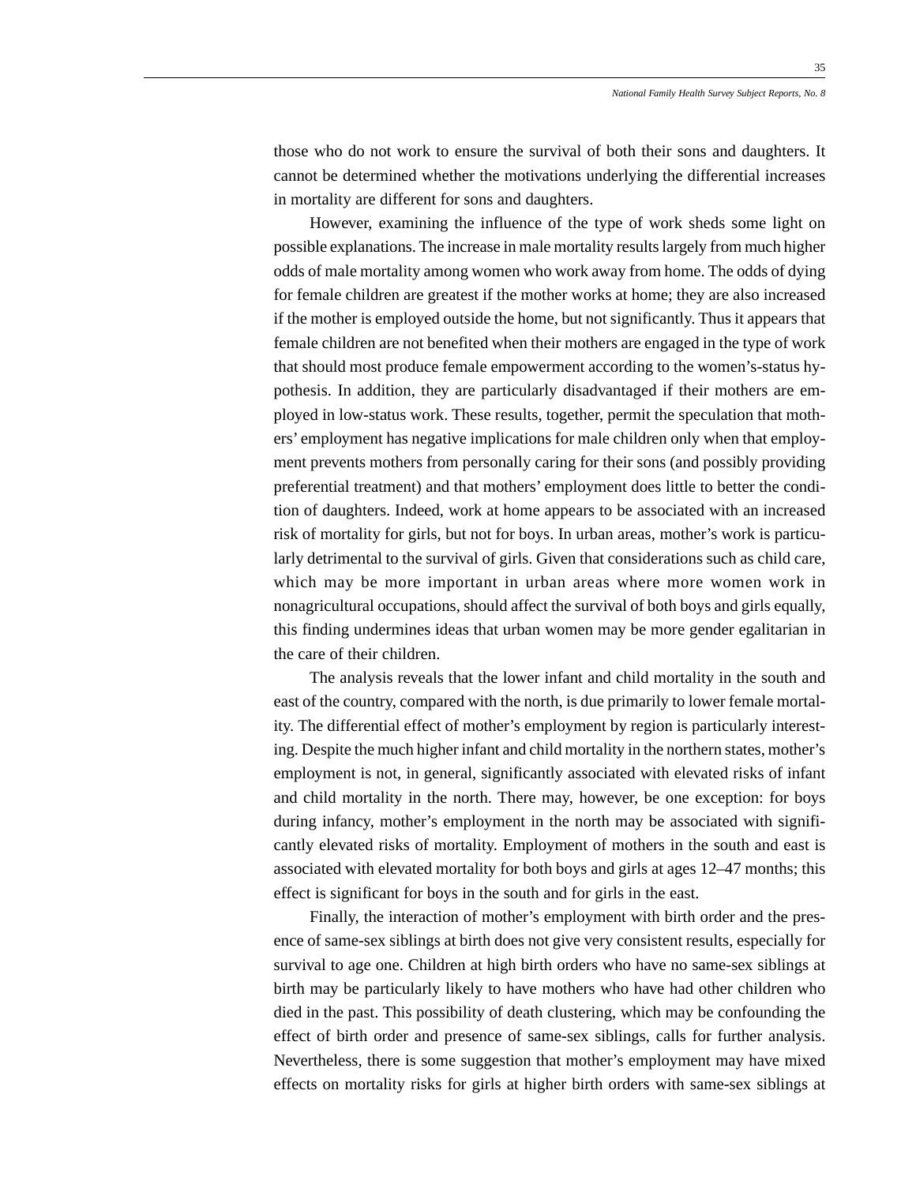those who do not work to ensure the survival of both their sons and daughters. It cannot be determined whether the motivations underlying the differential increases in mortality are different for sons and daughters.

However, examining the influence of the type of work sheds some light on possible explanations. The increase in male mortality results largely from much higher odds of male mortality among women who work away from home. The odds of dying for female children are greatest if the mother works at home; they are also increased if the mother is employed outside the home, but not significantly. Thus it appears that female children are not benefited when their mothers are engaged in the type of work that should most produce female empowerment according to the women's-status hypothesis. In addition, they are particularly disadvantaged if their mothers are employed in low-status work. These results, together, permit the speculation that mothers' employment has negative implications for male children only when that employment prevents mothers from personally caring for their sons (and possibly providing preferential treatment) and that mothers' employment does little to better the condition of daughters. Indeed, work at home appears to be associated with an increased risk of mortality for girls, but not for boys. In urban areas, mother's work is particularly detrimental to the survival of girls. Given that considerations such as child care, which may be more important in urban areas where more women work in nonagricultural occupations, should affect the survival of both boys and girls equally, this finding undermines ideas that urban women may be more gender egalitarian in the care of their children.

The analysis reveals that the lower infant and child mortality in the south and east of the country, compared with the north, is due primarily to lower female mortality. The differential effect of mother's employment by region is particularly interesting. Despite the much higher infant and child mortality in the northern states, mother's employment is not, in general, significantly associated with elevated risks of infant and child mortality in the north. There may, however, be one exception: for boys during infancy, mother's employment in the north may be associated with significantly elevated risks of mortality. Employment of mothers in the south and east is associated with elevated mortality for both boys and girls at ages 12–47 months; this effect is significant for boys in the south and for girls in the east.

Finally, the interaction of mother's employment with birth order and the presence of same-sex siblings at birth does not give very consistent results, especially for survival to age one. Children at high birth orders who have no same-sex siblings at birth may be particularly likely to have mothers who have had other children who died in the past. This possibility of death clustering, which may be confounding the effect of birth order and presence of same-sex siblings, calls for further analysis. Nevertheless, there is some suggestion that mother's employment may have mixed effects on mortality risks for girls at higher birth orders with same-sex siblings at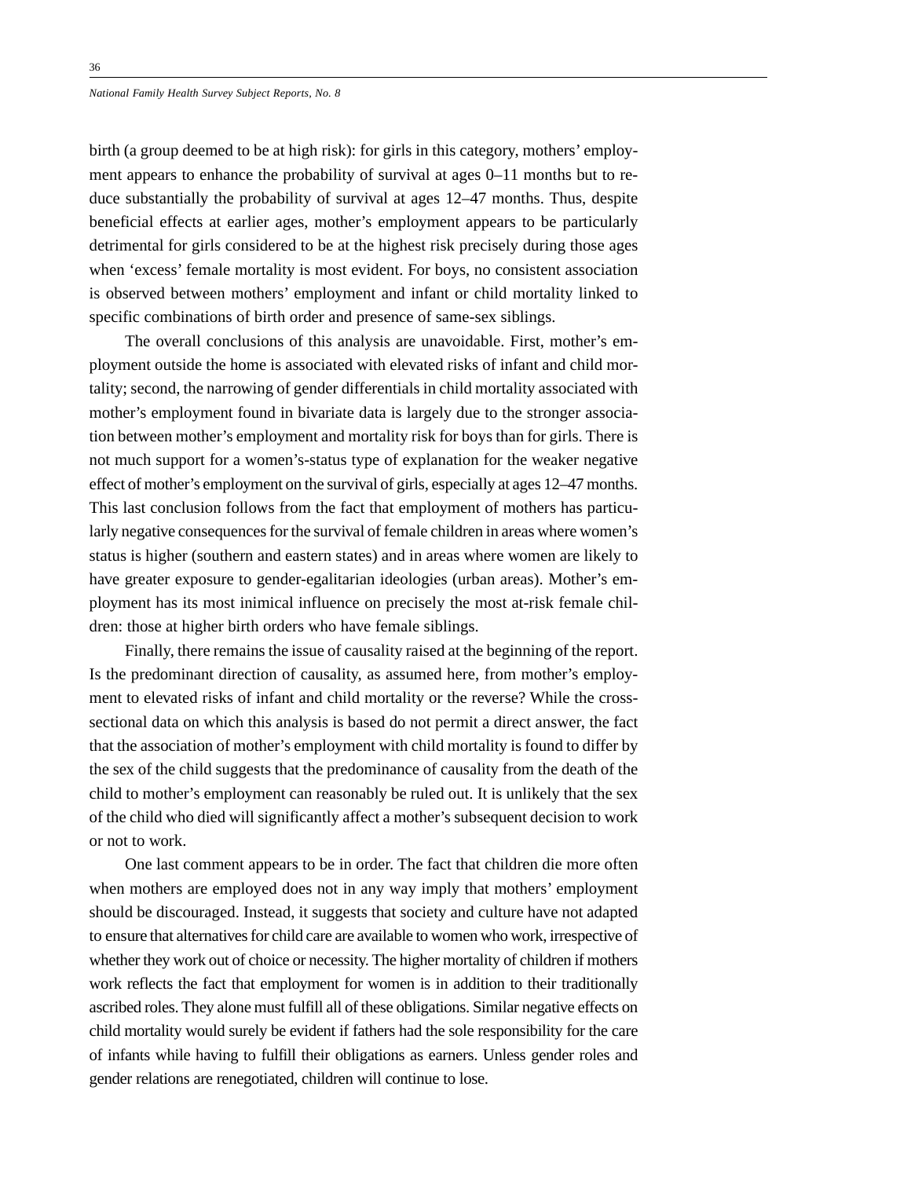birth (a group deemed to be at high risk): for girls in this category, mothers' employment appears to enhance the probability of survival at ages 0–11 months but to reduce substantially the probability of survival at ages 12–47 months. Thus, despite beneficial effects at earlier ages, mother's employment appears to be particularly detrimental for girls considered to be at the highest risk precisely during those ages when 'excess' female mortality is most evident. For boys, no consistent association is observed between mothers' employment and infant or child mortality linked to specific combinations of birth order and presence of same-sex siblings.

The overall conclusions of this analysis are unavoidable. First, mother's employment outside the home is associated with elevated risks of infant and child mortality; second, the narrowing of gender differentials in child mortality associated with mother's employment found in bivariate data is largely due to the stronger association between mother's employment and mortality risk for boys than for girls. There is not much support for a women's-status type of explanation for the weaker negative effect of mother's employment on the survival of girls, especially at ages 12–47 months. This last conclusion follows from the fact that employment of mothers has particularly negative consequences for the survival of female children in areas where women's status is higher (southern and eastern states) and in areas where women are likely to have greater exposure to gender-egalitarian ideologies (urban areas). Mother's employment has its most inimical influence on precisely the most at-risk female children: those at higher birth orders who have female siblings.

Finally, there remains the issue of causality raised at the beginning of the report. Is the predominant direction of causality, as assumed here, from mother's employment to elevated risks of infant and child mortality or the reverse? While the cross-sectional data on which this analysis is based do not permit a direct answer, the fact that the association of mother's employment with child mortality is found to differ by the sex of the child suggests that the predominance of causality from the death of the child to mother's employment can reasonably be ruled out. It is unlikely that the sex of the child who died will significantly affect a mother's subsequent decision to work or not to work.

One last comment appears to be in order. The fact that children die more often when mothers are employed does not in any way imply that mothers' employment should be discouraged. Instead, it suggests that society and culture have not adapted to ensure that alternatives for child care are available to women who work, irrespective of whether they work out of choice or necessity. The higher mortality of children if mothers work reflects the fact that employment for women is in addition to their traditionally ascribed roles. They alone must fulfill all of these obligations. Similar negative effects on child mortality would surely be evident if fathers had the sole responsibility for the care of infants while having to fulfill their obligations as earners. Unless gender roles and gender relations are renegotiated, children will continue to lose.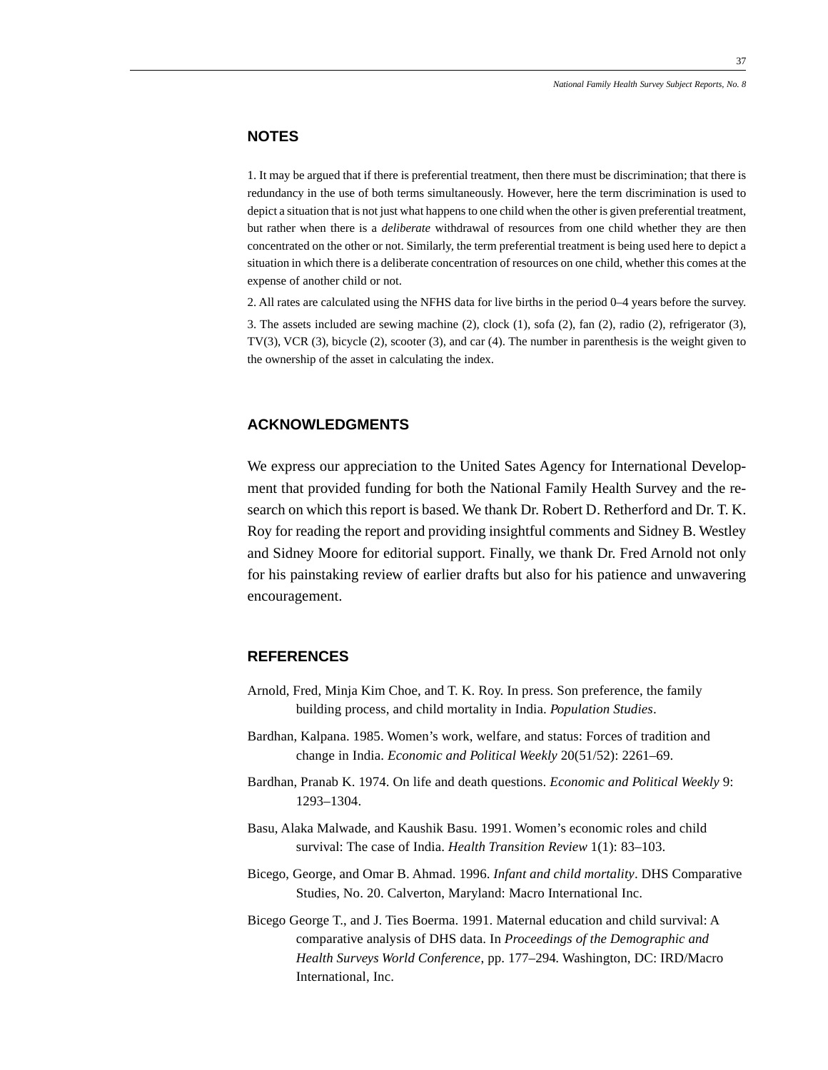## NOTES

1. It may be argued that if there is preferential treatment, then there must be discrimination; that there is redundancy in the use of both terms simultaneously. However, here the term discrimination is used to depict a situation that is not just what happens to one child when the other is given preferential treatment, but rather when there is a *deliberate* withdrawal of resources from one child whether they are then concentrated on the other or not. Similarly, the term preferential treatment is being used here to depict a situation in which there is a deliberate concentration of resources on one child, whether this comes at the expense of another child or not.

2. All rates are calculated using the NFHS data for live births in the period 0–4 years before the survey.

3. The assets included are sewing machine (2), clock (1), sofa (2), fan (2), radio (2), refrigerator (3), TV(3), VCR (3), bicycle (2), scooter (3), and car (4). The number in parenthesis is the weight given to the ownership of the asset in calculating the index.

## ACKNOWLEDGMENTS

We express our appreciation to the United Sates Agency for International Development that provided funding for both the National Family Health Survey and the research on which this report is based. We thank Dr. Robert D. Retherford and Dr. T. K. Roy for reading the report and providing insightful comments and Sidney B. Westley and Sidney Moore for editorial support. Finally, we thank Dr. Fred Arnold not only for his painstaking review of earlier drafts but also for his patience and unwavering encouragement.

## REFERENCES

Arnold, Fred, Minja Kim Choe, and T. K. Roy. In press. Son preference, the family building process, and child mortality in India. *Population Studies*.

Bardhan, Kalpana. 1985. Women's work, welfare, and status: Forces of tradition and change in India. *Economic and Political Weekly* 20(51/52): 2261–69.

Bardhan, Pranab K. 1974. On life and death questions. *Economic and Political Weekly* 9: 1293–1304.

Basu, Alaka Malwade, and Kaushik Basu. 1991. Women's economic roles and child survival: The case of India. *Health Transition Review* 1(1): 83–103.

Bicego, George, and Omar B. Ahmad. 1996. *Infant and child mortality*. DHS Comparative Studies, No. 20. Calverton, Maryland: Macro International Inc.

Bicego George T., and J. Ties Boerma. 1991. Maternal education and child survival: A comparative analysis of DHS data. In *Proceedings of the Demographic and Health Surveys World Conference*, pp. 177–294. Washington, DC: IRD/Macro International, Inc.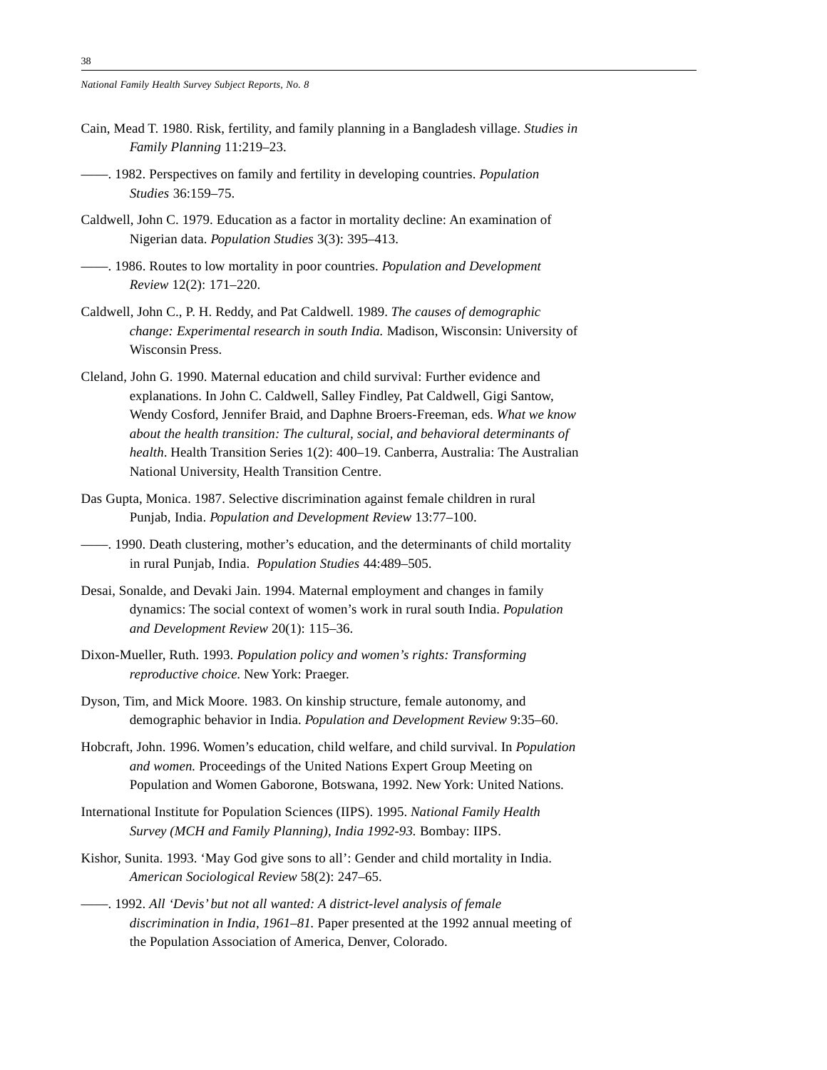Cain, Mead T. 1980. Risk, fertility, and family planning in a Bangladesh village. *Studies in Family Planning* 11:219–23.

——. 1982. Perspectives on family and fertility in developing countries. *Population Studies* 36:159–75.

Caldwell, John C. 1979. Education as a factor in mortality decline: An examination of Nigerian data. *Population Studies* 3(3): 395–413.

——. 1986. Routes to low mortality in poor countries. *Population and Development Review* 12(2): 171–220.

Caldwell, John C., P. H. Reddy, and Pat Caldwell. 1989. *The causes of demographic change: Experimental research in south India.* Madison, Wisconsin: University of Wisconsin Press.

Cleland, John G. 1990. Maternal education and child survival: Further evidence and explanations. In John C. Caldwell, Salley Findley, Pat Caldwell, Gigi Santow, Wendy Cosford, Jennifer Braid, and Daphne Broers-Freeman, eds. *What we know about the health transition: The cultural, social, and behavioral determinants of health*. Health Transition Series 1(2): 400–19. Canberra, Australia: The Australian National University, Health Transition Centre.

Das Gupta, Monica. 1987. Selective discrimination against female children in rural Punjab, India. *Population and Development Review* 13:77–100.

——. 1990. Death clustering, mother's education, and the determinants of child mortality in rural Punjab, India. *Population Studies* 44:489–505.

Desai, Sonalde, and Devaki Jain. 1994. Maternal employment and changes in family dynamics: The social context of women's work in rural south India. *Population and Development Review* 20(1): 115–36.

Dixon-Mueller, Ruth. 1993. *Population policy and women's rights: Transforming reproductive choice.* New York: Praeger.

Dyson, Tim, and Mick Moore. 1983. On kinship structure, female autonomy, and demographic behavior in India. *Population and Development Review* 9:35–60.

Hobcraft, John. 1996. Women's education, child welfare, and child survival. In *Population and women.* Proceedings of the United Nations Expert Group Meeting on Population and Women Gaborone, Botswana, 1992. New York: United Nations.

International Institute for Population Sciences (IIPS). 1995. *National Family Health Survey (MCH and Family Planning), India 1992-93.* Bombay: IIPS.

Kishor, Sunita. 1993. 'May God give sons to all': Gender and child mortality in India. *American Sociological Review* 58(2): 247–65.

——. 1992. *All 'Devis' but not all wanted: A district-level analysis of female discrimination in India, 1961–81.* Paper presented at the 1992 annual meeting of the Population Association of America, Denver, Colorado.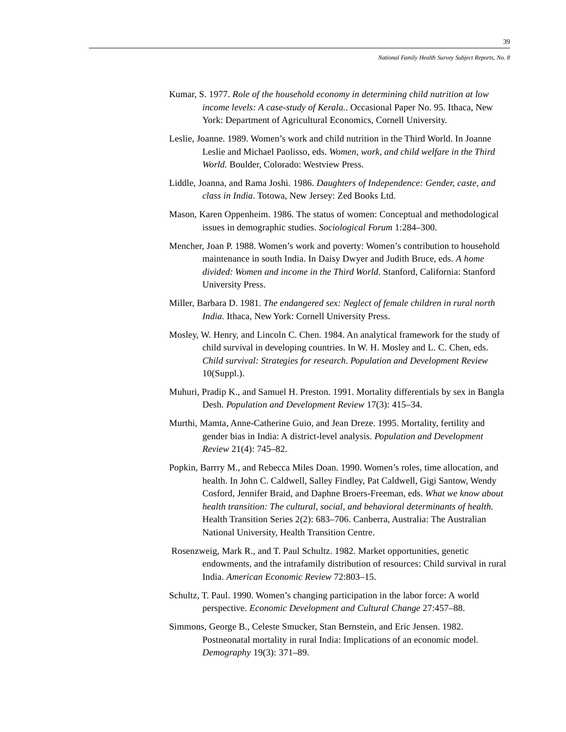Kumar, S. 1977. *Role of the household economy in determining child nutrition at low income levels: A case-study of Kerala.*. Occasional Paper No. 95. Ithaca, New York: Department of Agricultural Economics, Cornell University.

Leslie, Joanne. 1989. Women's work and child nutrition in the Third World. In Joanne Leslie and Michael Paolisso, eds. *Women, work, and child welfare in the Third World.* Boulder, Colorado: Westview Press.

Liddle, Joanna, and Rama Joshi. 1986. *Daughters of Independence: Gender, caste, and class in India*. Totowa, New Jersey: Zed Books Ltd.

Mason, Karen Oppenheim. 1986. The status of women: Conceptual and methodological issues in demographic studies. *Sociological Forum* 1:284–300.

Mencher, Joan P. 1988. Women's work and poverty: Women's contribution to household maintenance in south India. In Daisy Dwyer and Judith Bruce, eds. *A home divided: Women and income in the Third World.* Stanford, California: Stanford University Press.

Miller, Barbara D. 1981. *The endangered sex: Neglect of female children in rural north India.* Ithaca, New York: Cornell University Press.

Mosley, W. Henry, and Lincoln C. Chen. 1984. An analytical framework for the study of child survival in developing countries. In W. H. Mosley and L. C. Chen, eds. *Child survival: Strategies for research*. *Population and Development Review* 10(Suppl.).

Muhuri, Pradip K., and Samuel H. Preston. 1991. Mortality differentials by sex in Bangla Desh. *Population and Development Review* 17(3): 415–34.

Murthi, Mamta, Anne-Catherine Guio, and Jean Dreze. 1995. Mortality, fertility and gender bias in India: A district-level analysis. *Population and Development Review* 21(4): 745–82.

Popkin, Barrry M., and Rebecca Miles Doan. 1990. Women's roles, time allocation, and health. In John C. Caldwell, Salley Findley, Pat Caldwell, Gigi Santow, Wendy Cosford, Jennifer Braid, and Daphne Broers-Freeman, eds. *What we know about health transition: The cultural, social, and behavioral determinants of health.* Health Transition Series 2(2): 683–706. Canberra, Australia: The Australian National University, Health Transition Centre.

Rosenzweig, Mark R., and T. Paul Schultz. 1982. Market opportunities, genetic endowments, and the intrafamily distribution of resources: Child survival in rural India. *American Economic Review* 72:803–15.

Schultz, T. Paul. 1990. Women's changing participation in the labor force: A world perspective. *Economic Development and Cultural Change* 27:457–88.

Simmons, George B., Celeste Smucker, Stan Bernstein, and Eric Jensen. 1982. Postneonatal mortality in rural India: Implications of an economic model. *Demography* 19(3): 371–89.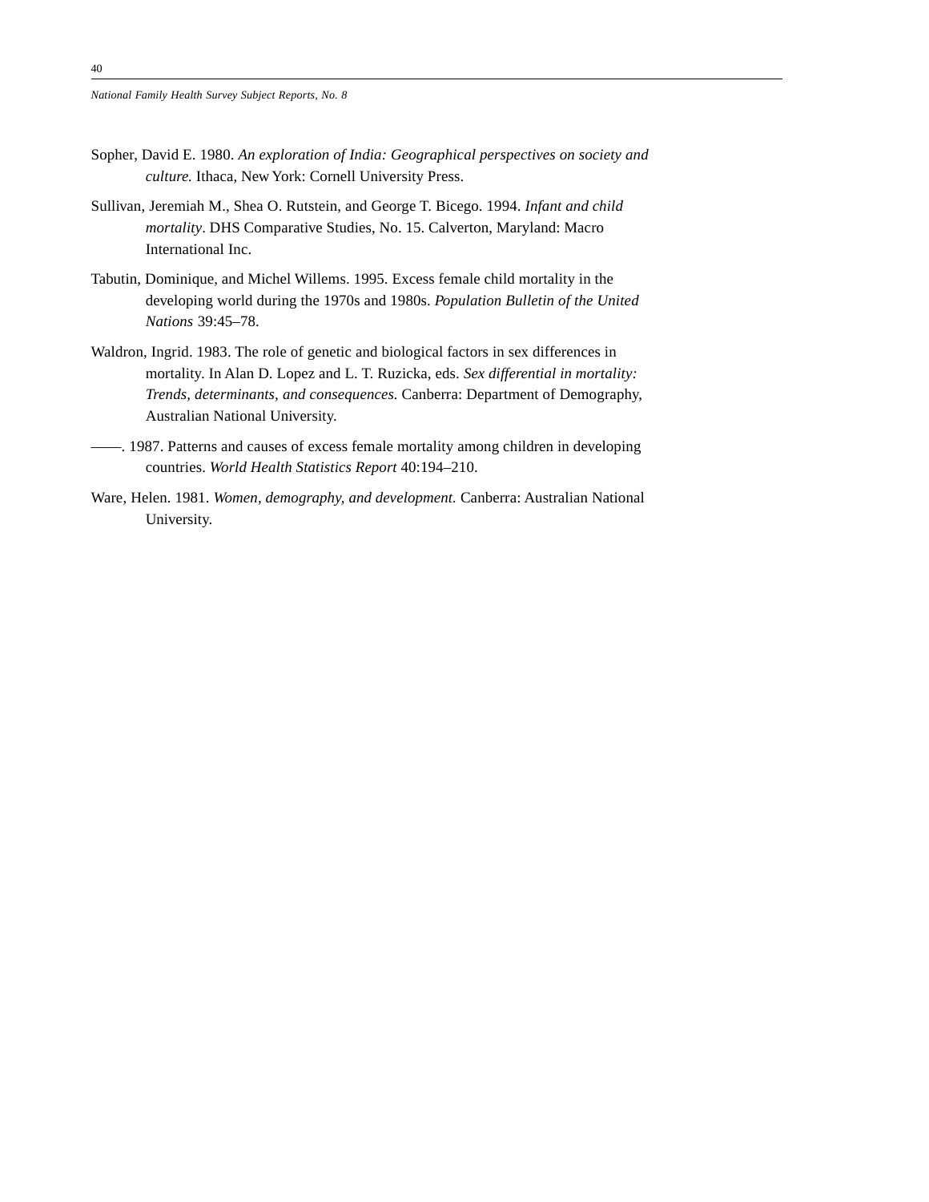Sopher, David E. 1980. *An exploration of India: Geographical perspectives on society and culture.* Ithaca, New York: Cornell University Press.

Sullivan, Jeremiah M., Shea O. Rutstein, and George T. Bicego. 1994. *Infant and child mortality*. DHS Comparative Studies, No. 15. Calverton, Maryland: Macro International Inc.

Tabutin, Dominique, and Michel Willems. 1995. Excess female child mortality in the developing world during the 1970s and 1980s. *Population Bulletin of the United Nations* 39:45–78.

Waldron, Ingrid. 1983. The role of genetic and biological factors in sex differences in mortality. In Alan D. Lopez and L. T. Ruzicka, eds. *Sex differential in mortality: Trends, determinants, and consequences.* Canberra: Department of Demography, Australian National University.

——. 1987. Patterns and causes of excess female mortality among children in developing countries. *World Health Statistics Report* 40:194–210.

Ware, Helen. 1981. *Women, demography, and development.* Canberra: Australian National University.